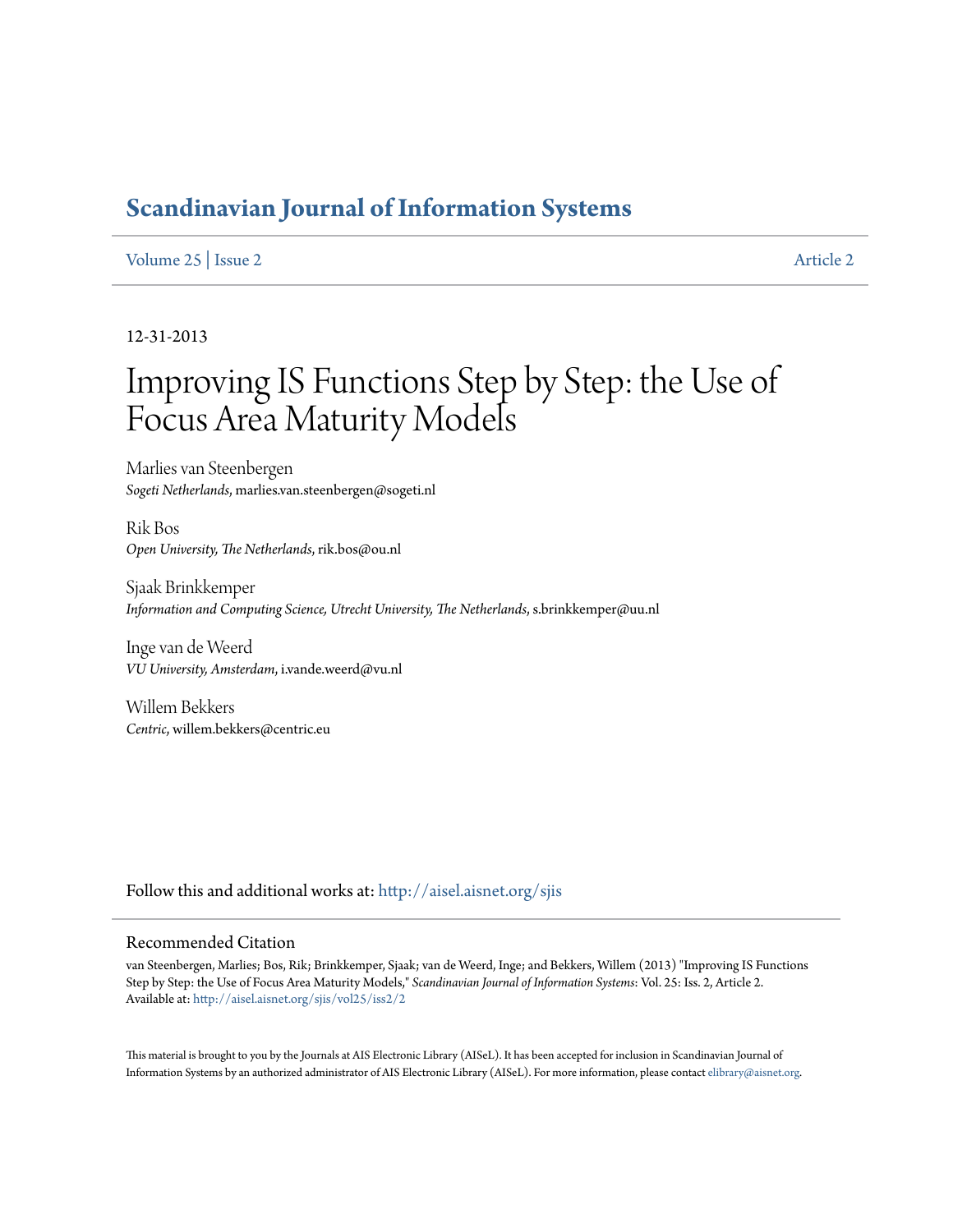# Scandinavian Journal of Information Systems

Volume 25 | Issue 2 Article 2

12-31-2013

# Improving IS Functions Step by Step: the Use of Focus Area Maturity Models

Marlies van Steenbergen
*Sogeti Netherlands*, marlies.van.steenbergen@sogeti.nl

Rik Bos
*Open University, The Netherlands*, rik.bos@ou.nl

Sjaak Brinkkemper
*Information and Computing Science, Utrecht University, The Netherlands*, s.brinkkemper@uu.nl

Inge van de Weerd
*VU University, Amsterdam*, i.vande.weerd@vu.nl

Willem Bekkers
*Centric*, willem.bekkers@centric.eu

Follow this and additional works at: http://aisel.aisnet.org/sjis

## Recommended Citation

van Steenbergen, Marlies; Bos, Rik; Brinkkemper, Sjaak; van de Weerd, Inge; and Bekkers, Willem (2013) "Improving IS Functions Step by Step: the Use of Focus Area Maturity Models," *Scandinavian Journal of Information Systems*: Vol. 25: Iss. 2, Article 2.
Available at: http://aisel.aisnet.org/sjis/vol25/iss2/2

This material is brought to you by the Journals at AIS Electronic Library (AISeL). It has been accepted for inclusion in Scandinavian Journal of Information Systems by an authorized administrator of AIS Electronic Library (AISeL). For more information, please contact elibrary@aisnet.org.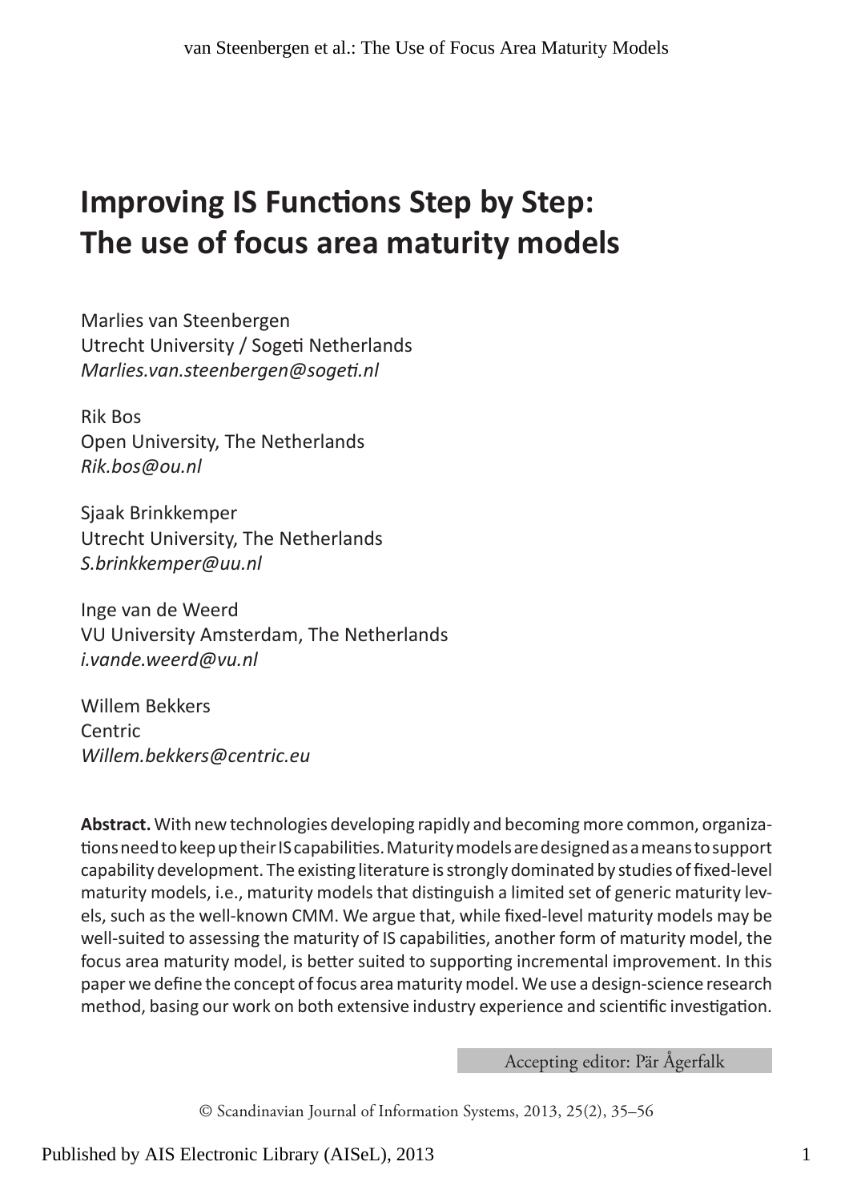# Improving IS Functions Step by Step: The use of focus area maturity models

Marlies van Steenbergen
Utrecht University / Sogeti Netherlands
*Marlies.van.steenbergen@sogeti.nl*

Rik Bos
Open University, The Netherlands
*Rik.bos@ou.nl*

Sjaak Brinkkemper
Utrecht University, The Netherlands
*S.brinkkemper@uu.nl*

Inge van de Weerd
VU University Amsterdam, The Netherlands
*i.vande.weerd@vu.nl*

Willem Bekkers
Centric
*Willem.bekkers@centric.eu*

**Abstract.** With new technologies developing rapidly and becoming more common, organizations need to keep up their IS capabilities. Maturity models are designed as a means to support capability development. The existing literature is strongly dominated by studies of fixed-level maturity models, i.e., maturity models that distinguish a limited set of generic maturity levels, such as the well-known CMM. We argue that, while fixed-level maturity models may be well-suited to assessing the maturity of IS capabilities, another form of maturity model, the focus area maturity model, is better suited to supporting incremental improvement. In this paper we define the concept of focus area maturity model. We use a design-science research method, basing our work on both extensive industry experience and scientific investigation.

Accepting editor: Pär Ågerfalk

© Scandinavian Journal of Information Systems, 2013, 25(2), 35–56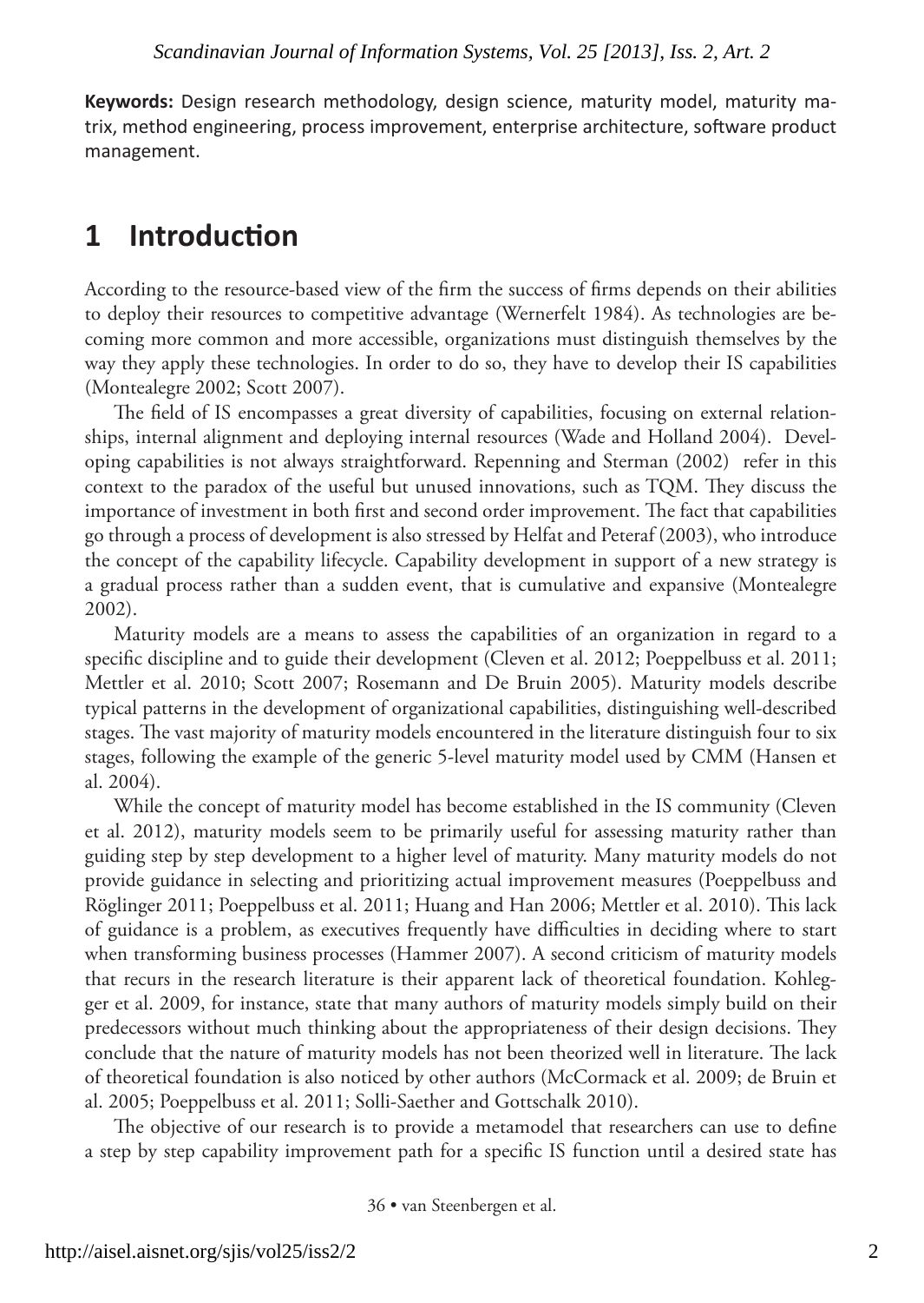**Keywords:** Design research methodology, design science, maturity model, maturity matrix, method engineering, process improvement, enterprise architecture, software product management.

# 1 Introduction

According to the resource-based view of the firm the success of firms depends on their abilities to deploy their resources to competitive advantage (Wernerfelt 1984). As technologies are becoming more common and more accessible, organizations must distinguish themselves by the way they apply these technologies. In order to do so, they have to develop their IS capabilities (Montealegre 2002; Scott 2007).

The field of IS encompasses a great diversity of capabilities, focusing on external relationships, internal alignment and deploying internal resources (Wade and Holland 2004). Developing capabilities is not always straightforward. Repenning and Sterman (2002) refer in this context to the paradox of the useful but unused innovations, such as TQM. They discuss the importance of investment in both first and second order improvement. The fact that capabilities go through a process of development is also stressed by Helfat and Peteraf (2003), who introduce the concept of the capability lifecycle. Capability development in support of a new strategy is a gradual process rather than a sudden event, that is cumulative and expansive (Montealegre 2002).

Maturity models are a means to assess the capabilities of an organization in regard to a specific discipline and to guide their development (Cleven et al. 2012; Poeppelbuss et al. 2011; Mettler et al. 2010; Scott 2007; Rosemann and De Bruin 2005). Maturity models describe typical patterns in the development of organizational capabilities, distinguishing well-described stages. The vast majority of maturity models encountered in the literature distinguish four to six stages, following the example of the generic 5-level maturity model used by CMM (Hansen et al. 2004).

While the concept of maturity model has become established in the IS community (Cleven et al. 2012), maturity models seem to be primarily useful for assessing maturity rather than guiding step by step development to a higher level of maturity. Many maturity models do not provide guidance in selecting and prioritizing actual improvement measures (Poeppelbuss and Röglinger 2011; Poeppelbuss et al. 2011; Huang and Han 2006; Mettler et al. 2010). This lack of guidance is a problem, as executives frequently have difficulties in deciding where to start when transforming business processes (Hammer 2007). A second criticism of maturity models that recurs in the research literature is their apparent lack of theoretical foundation. Kohlegger et al. 2009, for instance, state that many authors of maturity models simply build on their predecessors without much thinking about the appropriateness of their design decisions. They conclude that the nature of maturity models has not been theorized well in literature. The lack of theoretical foundation is also noticed by other authors (McCormack et al. 2009; de Bruin et al. 2005; Poeppelbuss et al. 2011; Solli-Saether and Gottschalk 2010).

The objective of our research is to provide a metamodel that researchers can use to define a step by step capability improvement path for a specific IS function until a desired state has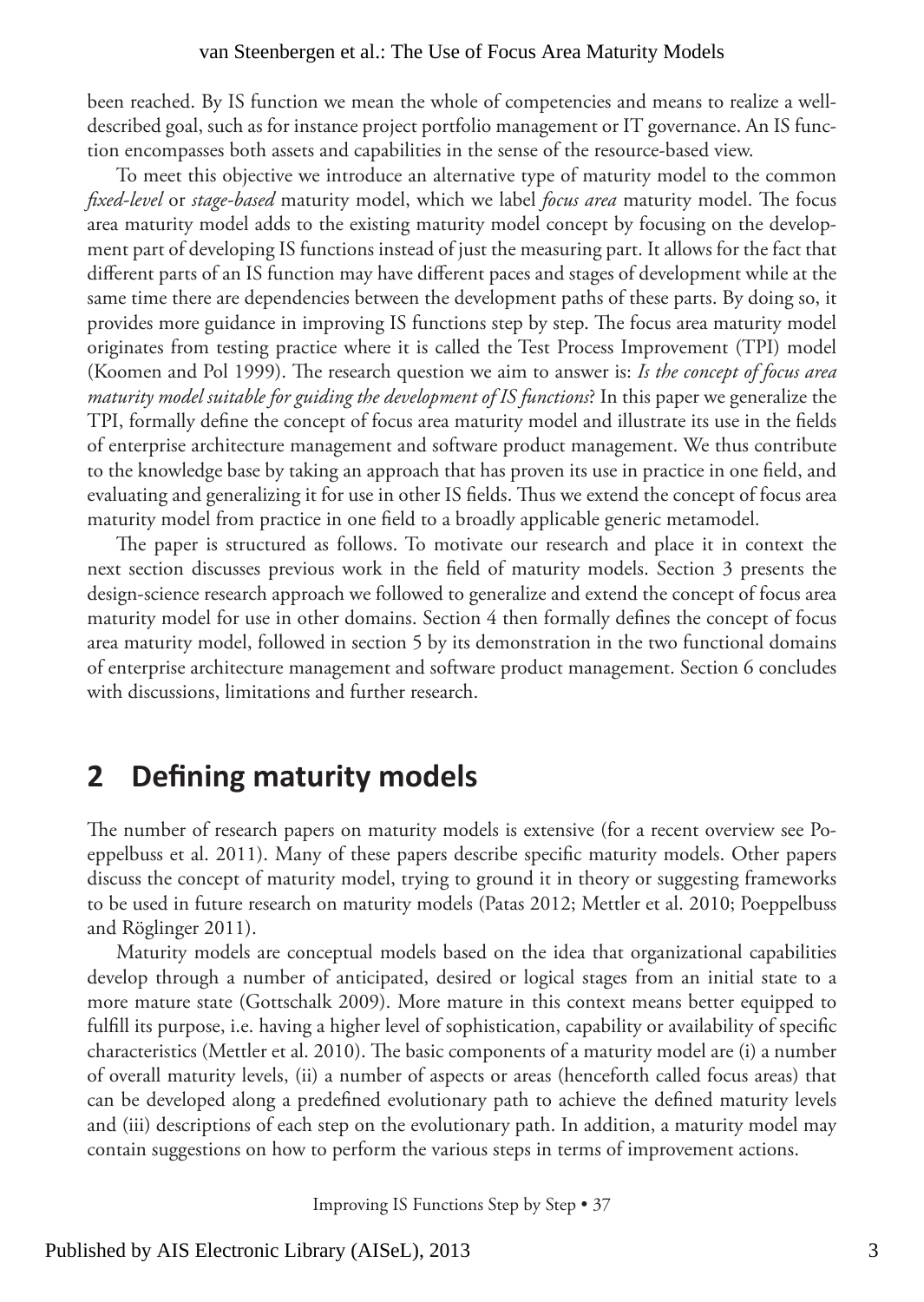been reached. By IS function we mean the whole of competencies and means to realize a well-described goal, such as for instance project portfolio management or IT governance. An IS function encompasses both assets and capabilities in the sense of the resource-based view.

To meet this objective we introduce an alternative type of maturity model to the common *fixed-level* or *stage-based* maturity model, which we label *focus area* maturity model. The focus area maturity model adds to the existing maturity model concept by focusing on the development part of developing IS functions instead of just the measuring part. It allows for the fact that different parts of an IS function may have different paces and stages of development while at the same time there are dependencies between the development paths of these parts. By doing so, it provides more guidance in improving IS functions step by step. The focus area maturity model originates from testing practice where it is called the Test Process Improvement (TPI) model (Koomen and Pol 1999). The research question we aim to answer is: *Is the concept of focus area maturity model suitable for guiding the development of IS functions*? In this paper we generalize the TPI, formally define the concept of focus area maturity model and illustrate its use in the fields of enterprise architecture management and software product management. We thus contribute to the knowledge base by taking an approach that has proven its use in practice in one field, and evaluating and generalizing it for use in other IS fields. Thus we extend the concept of focus area maturity model from practice in one field to a broadly applicable generic metamodel.

The paper is structured as follows. To motivate our research and place it in context the next section discusses previous work in the field of maturity models. Section 3 presents the design-science research approach we followed to generalize and extend the concept of focus area maturity model for use in other domains. Section 4 then formally defines the concept of focus area maturity model, followed in section 5 by its demonstration in the two functional domains of enterprise architecture management and software product management. Section 6 concludes with discussions, limitations and further research.

## 2 Defining maturity models

The number of research papers on maturity models is extensive (for a recent overview see Poeppelbuss et al. 2011). Many of these papers describe specific maturity models. Other papers discuss the concept of maturity model, trying to ground it in theory or suggesting frameworks to be used in future research on maturity models (Patas 2012; Mettler et al. 2010; Poeppelbuss and Röglinger 2011).

Maturity models are conceptual models based on the idea that organizational capabilities develop through a number of anticipated, desired or logical stages from an initial state to a more mature state (Gottschalk 2009). More mature in this context means better equipped to fulfill its purpose, i.e. having a higher level of sophistication, capability or availability of specific characteristics (Mettler et al. 2010). The basic components of a maturity model are (i) a number of overall maturity levels, (ii) a number of aspects or areas (henceforth called focus areas) that can be developed along a predefined evolutionary path to achieve the defined maturity levels and (iii) descriptions of each step on the evolutionary path. In addition, a maturity model may contain suggestions on how to perform the various steps in terms of improvement actions.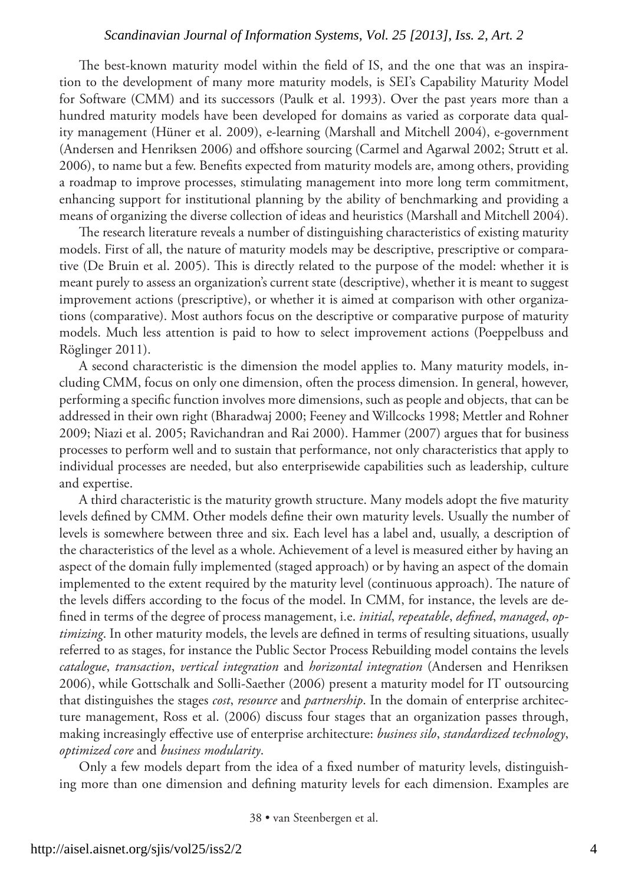The best-known maturity model within the field of IS, and the one that was an inspiration to the development of many more maturity models, is SEI's Capability Maturity Model for Software (CMM) and its successors (Paulk et al. 1993). Over the past years more than a hundred maturity models have been developed for domains as varied as corporate data quality management (Hüner et al. 2009), e-learning (Marshall and Mitchell 2004), e-government (Andersen and Henriksen 2006) and offshore sourcing (Carmel and Agarwal 2002; Strutt et al. 2006), to name but a few. Benefits expected from maturity models are, among others, providing a roadmap to improve processes, stimulating management into more long term commitment, enhancing support for institutional planning by the ability of benchmarking and providing a means of organizing the diverse collection of ideas and heuristics (Marshall and Mitchell 2004).

The research literature reveals a number of distinguishing characteristics of existing maturity models. First of all, the nature of maturity models may be descriptive, prescriptive or comparative (De Bruin et al. 2005). This is directly related to the purpose of the model: whether it is meant purely to assess an organization's current state (descriptive), whether it is meant to suggest improvement actions (prescriptive), or whether it is aimed at comparison with other organizations (comparative). Most authors focus on the descriptive or comparative purpose of maturity models. Much less attention is paid to how to select improvement actions (Poeppelbuss and Röglinger 2011).

A second characteristic is the dimension the model applies to. Many maturity models, including CMM, focus on only one dimension, often the process dimension. In general, however, performing a specific function involves more dimensions, such as people and objects, that can be addressed in their own right (Bharadwaj 2000; Feeney and Willcocks 1998; Mettler and Rohner 2009; Niazi et al. 2005; Ravichandran and Rai 2000). Hammer (2007) argues that for business processes to perform well and to sustain that performance, not only characteristics that apply to individual processes are needed, but also enterprisewide capabilities such as leadership, culture and expertise.

A third characteristic is the maturity growth structure. Many models adopt the five maturity levels defined by CMM. Other models define their own maturity levels. Usually the number of levels is somewhere between three and six. Each level has a label and, usually, a description of the characteristics of the level as a whole. Achievement of a level is measured either by having an aspect of the domain fully implemented (staged approach) or by having an aspect of the domain implemented to the extent required by the maturity level (continuous approach). The nature of the levels differs according to the focus of the model. In CMM, for instance, the levels are defined in terms of the degree of process management, i.e. *initial*, *repeatable*, *defined*, *managed*, *optimizing*. In other maturity models, the levels are defined in terms of resulting situations, usually referred to as stages, for instance the Public Sector Process Rebuilding model contains the levels *catalogue*, *transaction*, *vertical integration* and *horizontal integration* (Andersen and Henriksen 2006), while Gottschalk and Solli-Saether (2006) present a maturity model for IT outsourcing that distinguishes the stages *cost*, *resource* and *partnership*. In the domain of enterprise architecture management, Ross et al. (2006) discuss four stages that an organization passes through, making increasingly effective use of enterprise architecture: *business silo*, *standardized technology*, *optimized core* and *business modularity*.

Only a few models depart from the idea of a fixed number of maturity levels, distinguishing more than one dimension and defining maturity levels for each dimension. Examples are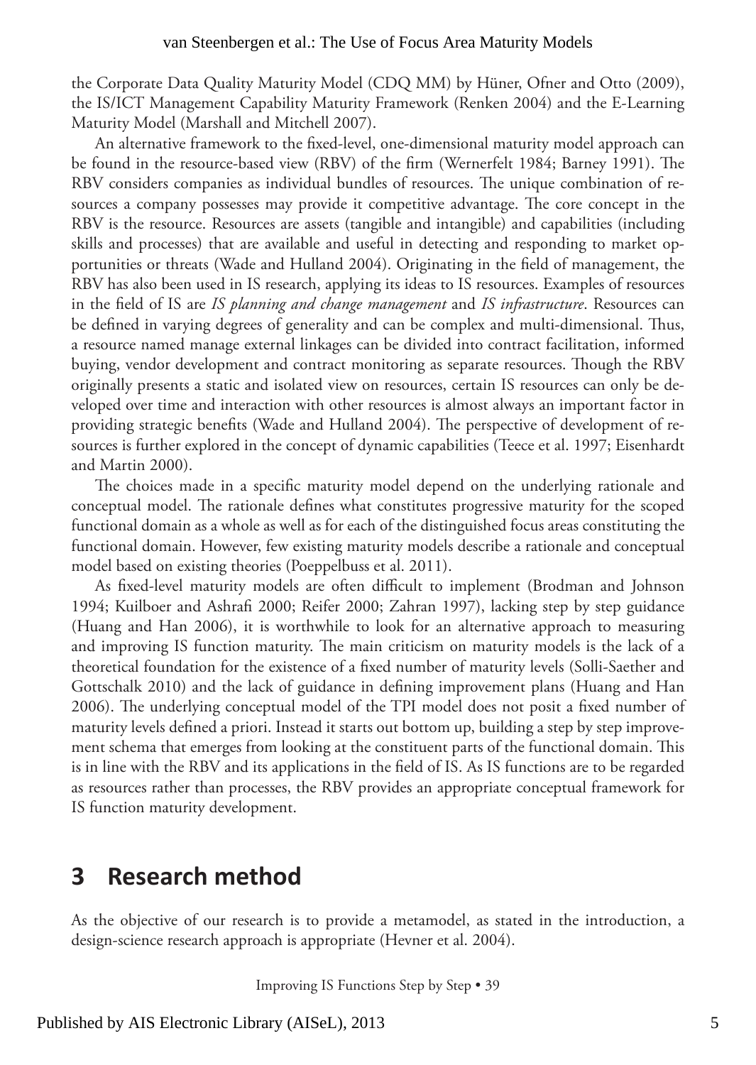the Corporate Data Quality Maturity Model (CDQ MM) by Hüner, Ofner and Otto (2009), the IS/ICT Management Capability Maturity Framework (Renken 2004) and the E-Learning Maturity Model (Marshall and Mitchell 2007).

An alternative framework to the fixed-level, one-dimensional maturity model approach can be found in the resource-based view (RBV) of the firm (Wernerfelt 1984; Barney 1991). The RBV considers companies as individual bundles of resources. The unique combination of resources a company possesses may provide it competitive advantage. The core concept in the RBV is the resource. Resources are assets (tangible and intangible) and capabilities (including skills and processes) that are available and useful in detecting and responding to market opportunities or threats (Wade and Hulland 2004). Originating in the field of management, the RBV has also been used in IS research, applying its ideas to IS resources. Examples of resources in the field of IS are *IS planning and change management* and *IS infrastructure*. Resources can be defined in varying degrees of generality and can be complex and multi-dimensional. Thus, a resource named manage external linkages can be divided into contract facilitation, informed buying, vendor development and contract monitoring as separate resources. Though the RBV originally presents a static and isolated view on resources, certain IS resources can only be developed over time and interaction with other resources is almost always an important factor in providing strategic benefits (Wade and Hulland 2004). The perspective of development of resources is further explored in the concept of dynamic capabilities (Teece et al. 1997; Eisenhardt and Martin 2000).

The choices made in a specific maturity model depend on the underlying rationale and conceptual model. The rationale defines what constitutes progressive maturity for the scoped functional domain as a whole as well as for each of the distinguished focus areas constituting the functional domain. However, few existing maturity models describe a rationale and conceptual model based on existing theories (Poeppelbuss et al. 2011).

As fixed-level maturity models are often difficult to implement (Brodman and Johnson 1994; Kuilboer and Ashrafi 2000; Reifer 2000; Zahran 1997), lacking step by step guidance (Huang and Han 2006), it is worthwhile to look for an alternative approach to measuring and improving IS function maturity. The main criticism on maturity models is the lack of a theoretical foundation for the existence of a fixed number of maturity levels (Solli-Saether and Gottschalk 2010) and the lack of guidance in defining improvement plans (Huang and Han 2006). The underlying conceptual model of the TPI model does not posit a fixed number of maturity levels defined a priori. Instead it starts out bottom up, building a step by step improvement schema that emerges from looking at the constituent parts of the functional domain. This is in line with the RBV and its applications in the field of IS. As IS functions are to be regarded as resources rather than processes, the RBV provides an appropriate conceptual framework for IS function maturity development.

## 3 Research method

As the objective of our research is to provide a metamodel, as stated in the introduction, a design-science research approach is appropriate (Hevner et al. 2004).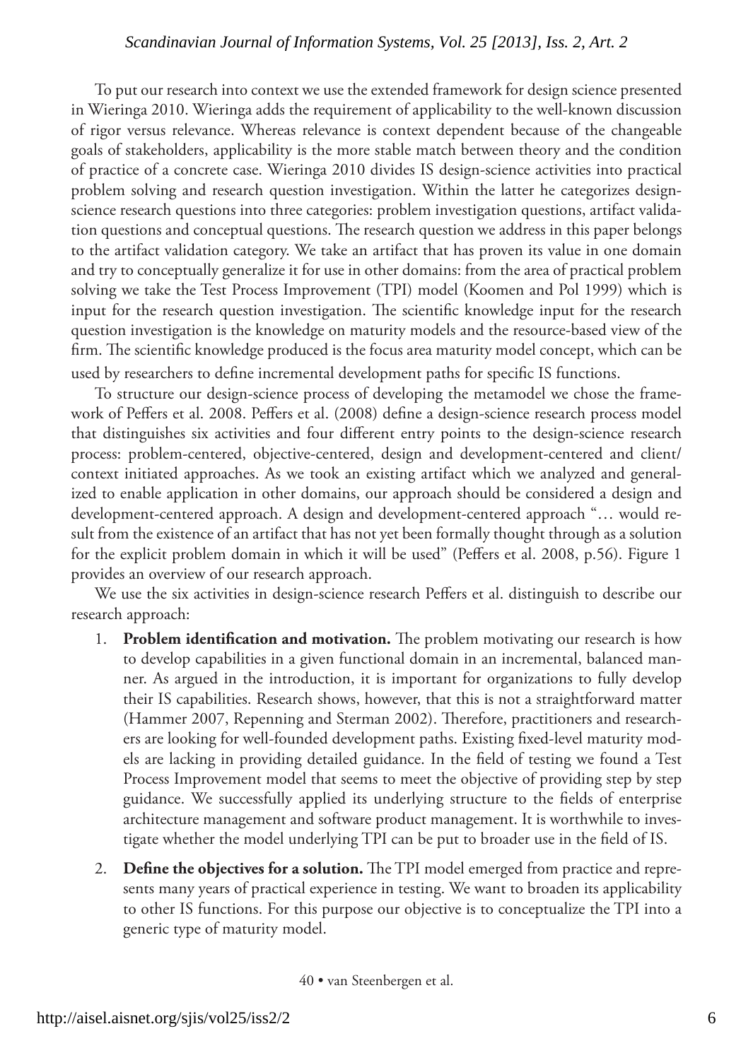To put our research into context we use the extended framework for design science presented in Wieringa 2010. Wieringa adds the requirement of applicability to the well-known discussion of rigor versus relevance. Whereas relevance is context dependent because of the changeable goals of stakeholders, applicability is the more stable match between theory and the condition of practice of a concrete case. Wieringa 2010 divides IS design-science activities into practical problem solving and research question investigation. Within the latter he categorizes design-science research questions into three categories: problem investigation questions, artifact validation questions and conceptual questions. The research question we address in this paper belongs to the artifact validation category. We take an artifact that has proven its value in one domain and try to conceptually generalize it for use in other domains: from the area of practical problem solving we take the Test Process Improvement (TPI) model (Koomen and Pol 1999) which is input for the research question investigation. The scientific knowledge input for the research question investigation is the knowledge on maturity models and the resource-based view of the firm. The scientific knowledge produced is the focus area maturity model concept, which can be used by researchers to define incremental development paths for specific IS functions.

To structure our design-science process of developing the metamodel we chose the framework of Peffers et al. 2008. Peffers et al. (2008) define a design-science research process model that distinguishes six activities and four different entry points to the design-science research process: problem-centered, objective-centered, design and development-centered and client/context initiated approaches. As we took an existing artifact which we analyzed and generalized to enable application in other domains, our approach should be considered a design and development-centered approach. A design and development-centered approach "… would result from the existence of an artifact that has not yet been formally thought through as a solution for the explicit problem domain in which it will be used" (Peffers et al. 2008, p.56). Figure 1 provides an overview of our research approach.

We use the six activities in design-science research Peffers et al. distinguish to describe our research approach:

1. **Problem identification and motivation.** The problem motivating our research is how to develop capabilities in a given functional domain in an incremental, balanced manner. As argued in the introduction, it is important for organizations to fully develop their IS capabilities. Research shows, however, that this is not a straightforward matter (Hammer 2007, Repenning and Sterman 2002). Therefore, practitioners and researchers are looking for well-founded development paths. Existing fixed-level maturity models are lacking in providing detailed guidance. In the field of testing we found a Test Process Improvement model that seems to meet the objective of providing step by step guidance. We successfully applied its underlying structure to the fields of enterprise architecture management and software product management. It is worthwhile to investigate whether the model underlying TPI can be put to broader use in the field of IS.

2. **Define the objectives for a solution.** The TPI model emerged from practice and represents many years of practical experience in testing. We want to broaden its applicability to other IS functions. For this purpose our objective is to conceptualize the TPI into a generic type of maturity model.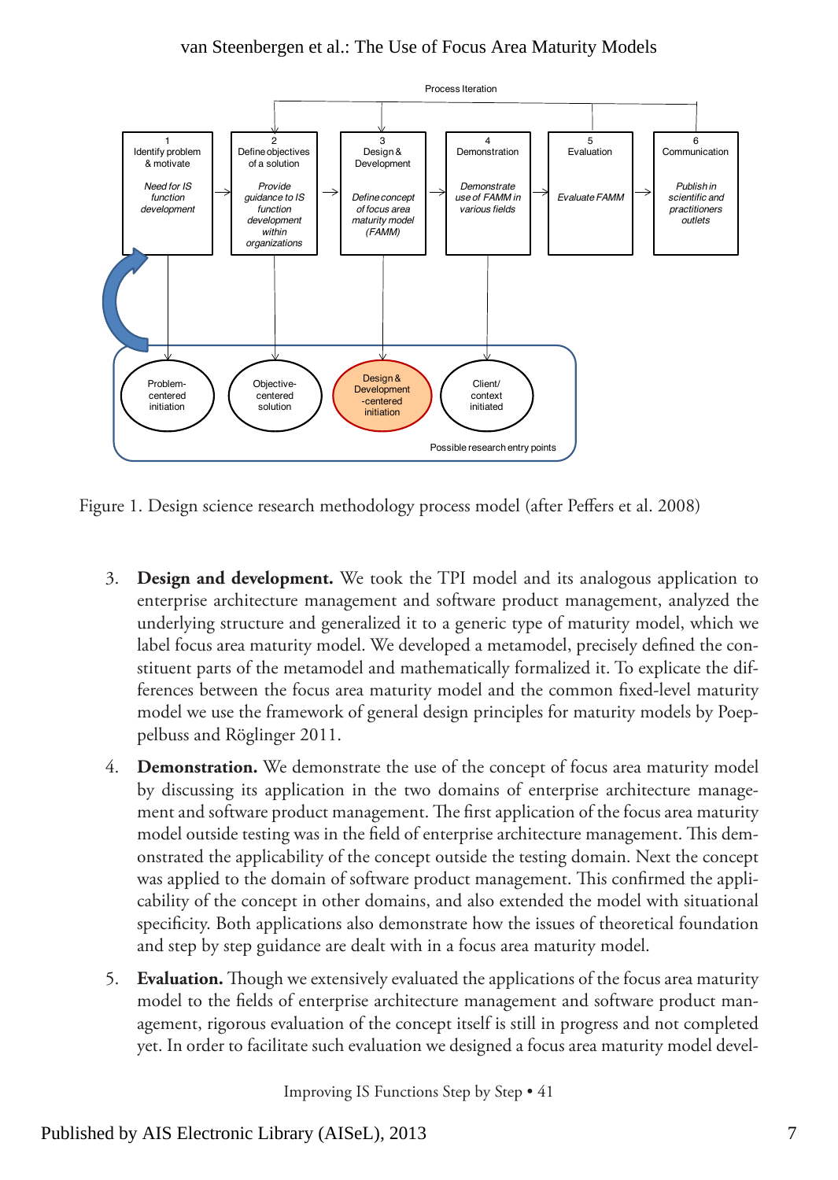Figure 1. Design science research methodology process model (after Peffers et al. 2008)

3. **Design and development.** We took the TPI model and its analogous application to enterprise architecture management and software product management, analyzed the underlying structure and generalized it to a generic type of maturity model, which we label focus area maturity model. We developed a metamodel, precisely defined the constituent parts of the metamodel and mathematically formalized it. To explicate the differences between the focus area maturity model and the common fixed-level maturity model we use the framework of general design principles for maturity models by Poeppelbuss and Röglinger 2011.
4. **Demonstration.** We demonstrate the use of the concept of focus area maturity model by discussing its application in the two domains of enterprise architecture management and software product management. The first application of the focus area maturity model outside testing was in the field of enterprise architecture management. This demonstrated the applicability of the concept outside the testing domain. Next the concept was applied to the domain of software product management. This confirmed the applicability of the concept in other domains, and also extended the model with situational specificity. Both applications also demonstrate how the issues of theoretical foundation and step by step guidance are dealt with in a focus area maturity model.
5. **Evaluation.** Though we extensively evaluated the applications of the focus area maturity model to the fields of enterprise architecture management and software product management, rigorous evaluation of the concept itself is still in progress and not completed yet. In order to facilitate such evaluation we designed a focus area maturity model devel-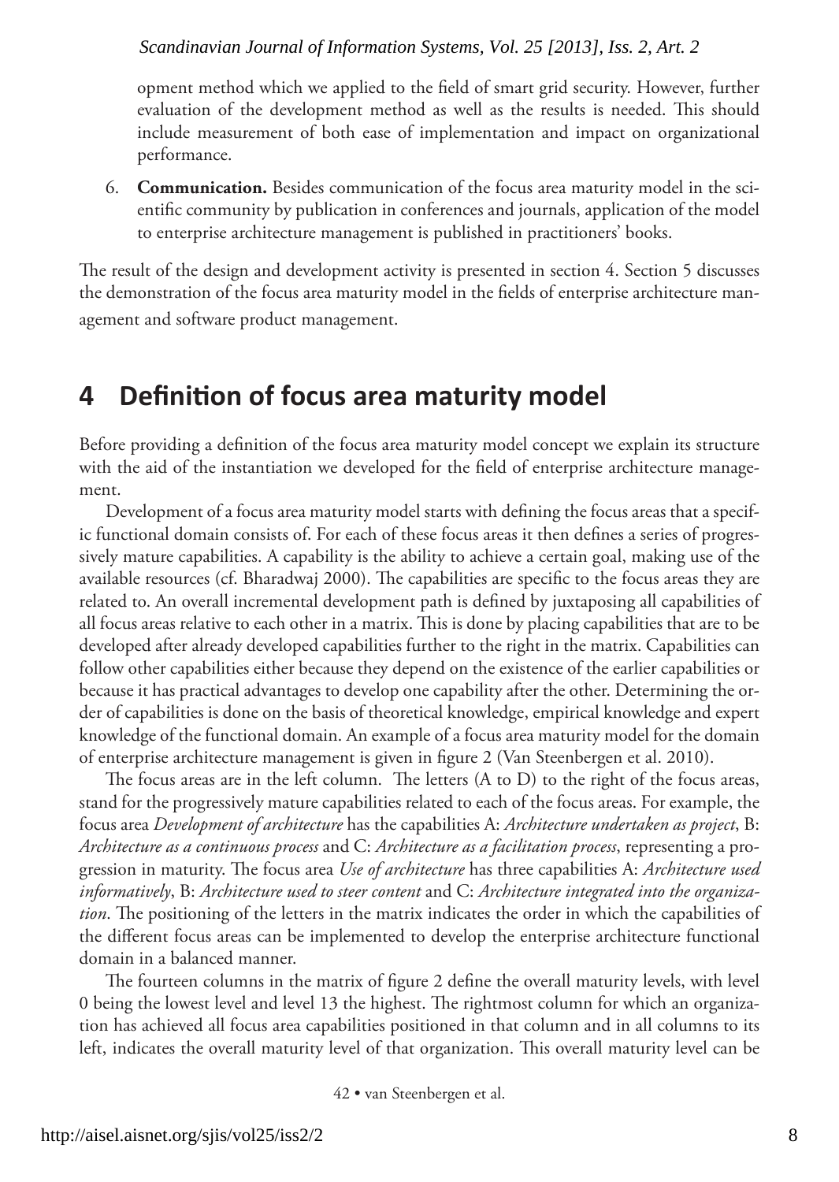opment method which we applied to the field of smart grid security. However, further evaluation of the development method as well as the results is needed. This should include measurement of both ease of implementation and impact on organizational performance.

6. **Communication.** Besides communication of the focus area maturity model in the scientific community by publication in conferences and journals, application of the model to enterprise architecture management is published in practitioners' books.

The result of the design and development activity is presented in section 4. Section 5 discusses the demonstration of the focus area maturity model in the fields of enterprise architecture management and software product management.

## 4 Definition of focus area maturity model

Before providing a definition of the focus area maturity model concept we explain its structure with the aid of the instantiation we developed for the field of enterprise architecture management.

Development of a focus area maturity model starts with defining the focus areas that a specific functional domain consists of. For each of these focus areas it then defines a series of progressively mature capabilities. A capability is the ability to achieve a certain goal, making use of the available resources (cf. Bharadwaj 2000). The capabilities are specific to the focus areas they are related to. An overall incremental development path is defined by juxtaposing all capabilities of all focus areas relative to each other in a matrix. This is done by placing capabilities that are to be developed after already developed capabilities further to the right in the matrix. Capabilities can follow other capabilities either because they depend on the existence of the earlier capabilities or because it has practical advantages to develop one capability after the other. Determining the order of capabilities is done on the basis of theoretical knowledge, empirical knowledge and expert knowledge of the functional domain. An example of a focus area maturity model for the domain of enterprise architecture management is given in figure 2 (Van Steenbergen et al. 2010).

The focus areas are in the left column. The letters (A to D) to the right of the focus areas, stand for the progressively mature capabilities related to each of the focus areas. For example, the focus area *Development of architecture* has the capabilities A: *Architecture undertaken as project*, B: *Architecture as a continuous process* and C: *Architecture as a facilitation process*, representing a progression in maturity. The focus area *Use of architecture* has three capabilities A: *Architecture used informatively*, B: *Architecture used to steer content* and C: *Architecture integrated into the organization*. The positioning of the letters in the matrix indicates the order in which the capabilities of the different focus areas can be implemented to develop the enterprise architecture functional domain in a balanced manner.

The fourteen columns in the matrix of figure 2 define the overall maturity levels, with level 0 being the lowest level and level 13 the highest. The rightmost column for which an organization has achieved all focus area capabilities positioned in that column and in all columns to its left, indicates the overall maturity level of that organization. This overall maturity level can be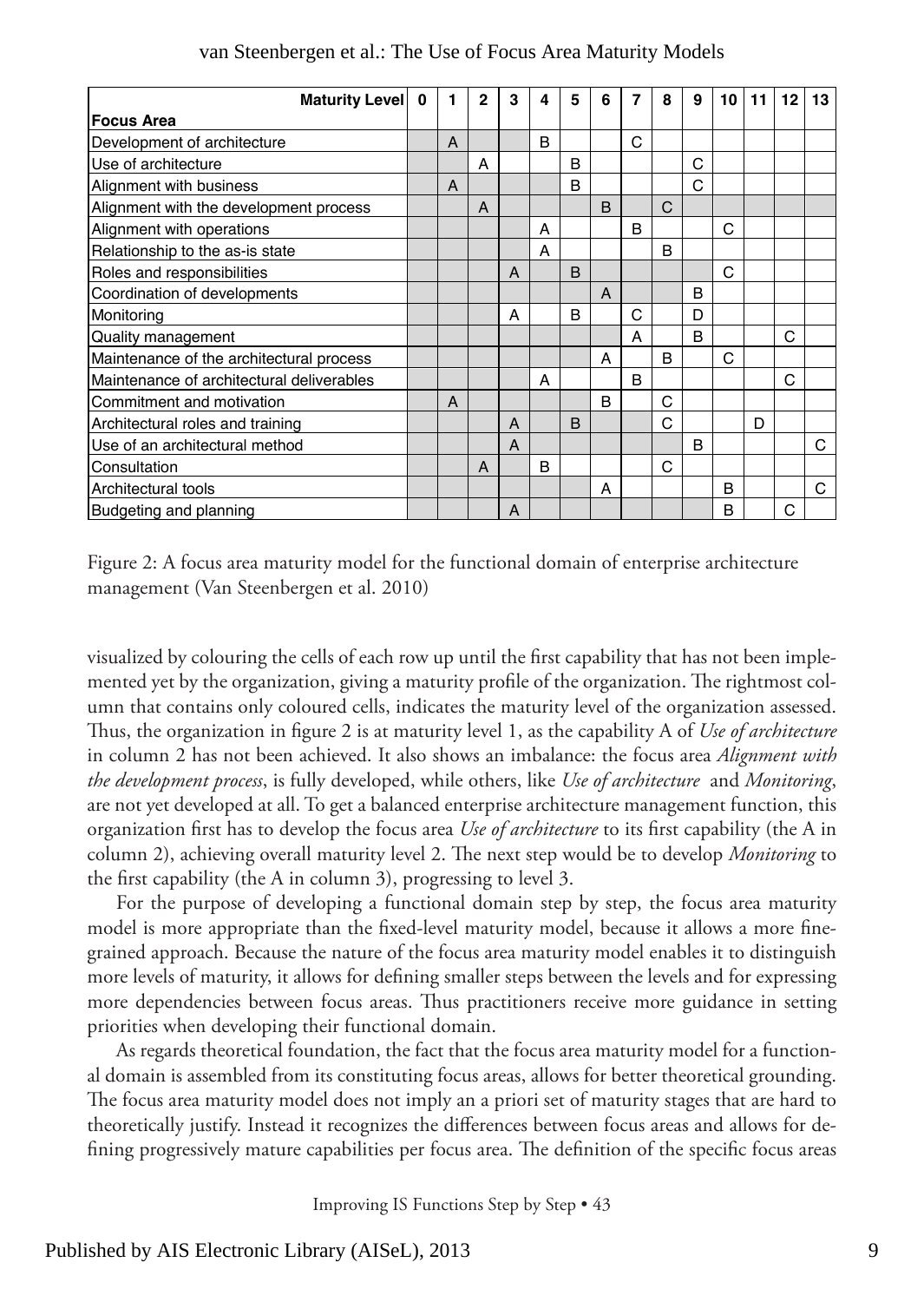| Maturity Level | 0 | 1 | 2 | 3 | 4 | 5 | 6 | 7 | 8 | 9 | 10 | 11 | 12 | 13 |
|---|---|---|---|---|---|---|---|---|---|---|---|---|---|---|
| **Focus Area** | | | | | | | | | | | | | | |
| Development of architecture | | A | | | B | | | C | | | | | | |
| Use of architecture | | | A | | | B | | | | C | | | | |
| Alignment with business | | A | | | | B | | | | C | | | | |
| Alignment with the development process | | | A | | | | B | | C | | | | | |
| Alignment with operations | | | | | A | | | B | | | C | | | |
| Relationship to the as-is state | | | | | A | | | | B | | | | | |
| Roles and responsibilities | | | | A | | B | | | | | C | | | |
| Coordination of developments | | | | | | | A | | | B | | | | |
| Monitoring | | | | A | | B | | C | | D | | | | |
| Quality management | | | | | | | | A | | B | | | C | |
| Maintenance of the architectural process | | | | | | | A | | B | | C | | | |
| Maintenance of architectural deliverables | | | | | A | | | B | | | | | C | |
| Commitment and motivation | | A | | | | | B | | C | | | | | |
| Architectural roles and training | | | | A | | B | | | C | | | D | | |
| Use of an architectural method | | | | A | | | | | | B | | | | C |
| Consultation | | | A | | B | | | | C | | | | | |
| Architectural tools | | | | | | | A | | | | B | | | C |
| Budgeting and planning | | | | A | | | | | | | B | | C | |

Figure 2: A focus area maturity model for the functional domain of enterprise architecture management (Van Steenbergen et al. 2010)

visualized by colouring the cells of each row up until the first capability that has not been implemented yet by the organization, giving a maturity profile of the organization. The rightmost column that contains only coloured cells, indicates the maturity level of the organization assessed. Thus, the organization in figure 2 is at maturity level 1, as the capability A of *Use of architecture* in column 2 has not been achieved. It also shows an imbalance: the focus area *Alignment with the development process*, is fully developed, while others, like *Use of architecture* and *Monitoring*, are not yet developed at all. To get a balanced enterprise architecture management function, this organization first has to develop the focus area *Use of architecture* to its first capability (the A in column 2), achieving overall maturity level 2. The next step would be to develop *Monitoring* to the first capability (the A in column 3), progressing to level 3.

For the purpose of developing a functional domain step by step, the focus area maturity model is more appropriate than the fixed-level maturity model, because it allows a more fine-grained approach. Because the nature of the focus area maturity model enables it to distinguish more levels of maturity, it allows for defining smaller steps between the levels and for expressing more dependencies between focus areas. Thus practitioners receive more guidance in setting priorities when developing their functional domain.

As regards theoretical foundation, the fact that the focus area maturity model for a functional domain is assembled from its constituting focus areas, allows for better theoretical grounding. The focus area maturity model does not imply an a priori set of maturity stages that are hard to theoretically justify. Instead it recognizes the differences between focus areas and allows for defining progressively mature capabilities per focus area. The definition of the specific focus areas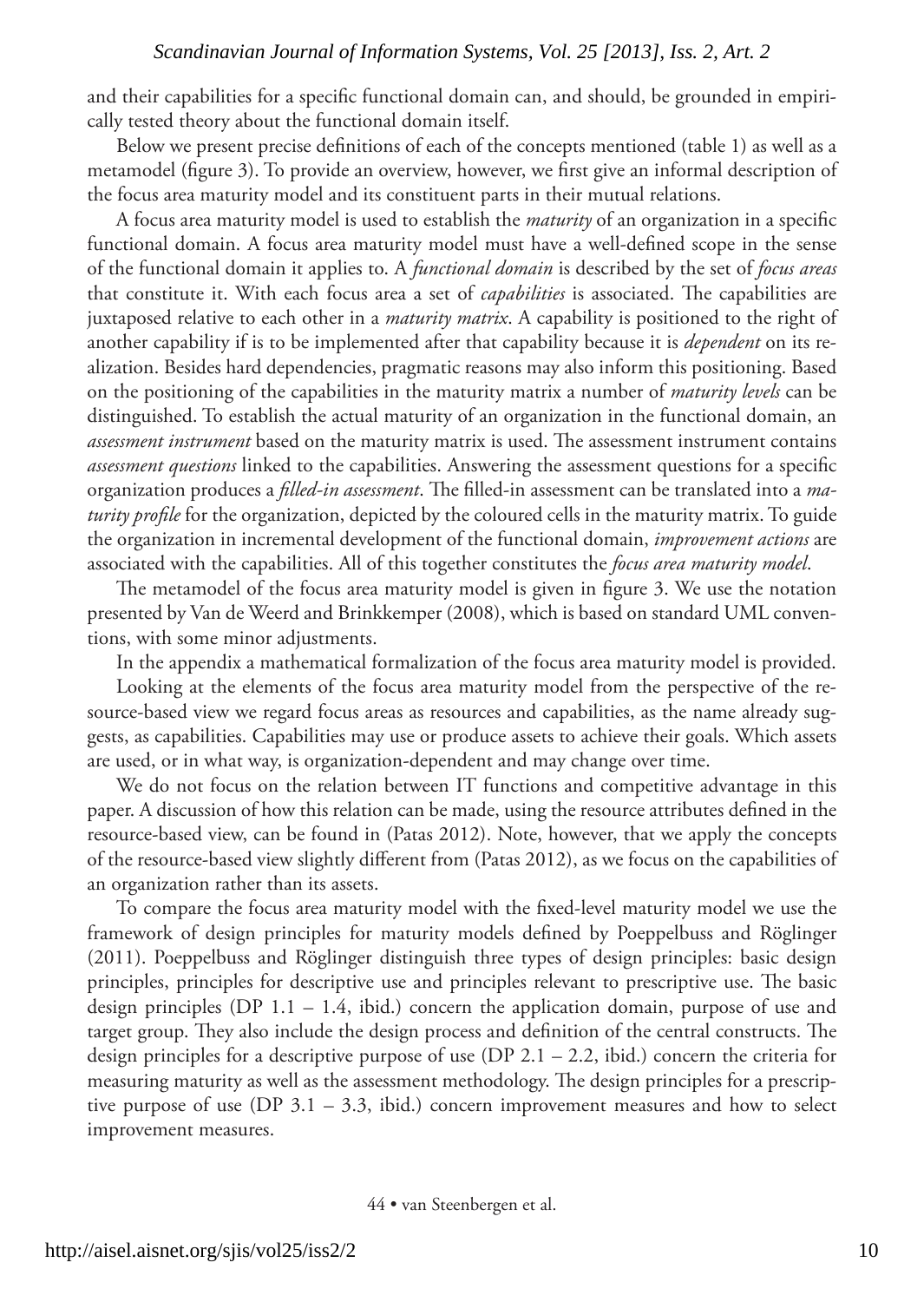and their capabilities for a specific functional domain can, and should, be grounded in empirically tested theory about the functional domain itself.

Below we present precise definitions of each of the concepts mentioned (table 1) as well as a metamodel (figure 3). To provide an overview, however, we first give an informal description of the focus area maturity model and its constituent parts in their mutual relations.

A focus area maturity model is used to establish the *maturity* of an organization in a specific functional domain. A focus area maturity model must have a well-defined scope in the sense of the functional domain it applies to. A *functional domain* is described by the set of *focus areas* that constitute it. With each focus area a set of *capabilities* is associated. The capabilities are juxtaposed relative to each other in a *maturity matrix*. A capability is positioned to the right of another capability if is to be implemented after that capability because it is *dependent* on its realization. Besides hard dependencies, pragmatic reasons may also inform this positioning. Based on the positioning of the capabilities in the maturity matrix a number of *maturity levels* can be distinguished. To establish the actual maturity of an organization in the functional domain, an *assessment instrument* based on the maturity matrix is used. The assessment instrument contains *assessment questions* linked to the capabilities. Answering the assessment questions for a specific organization produces a *filled-in assessment*. The filled-in assessment can be translated into a *maturity profile* for the organization, depicted by the coloured cells in the maturity matrix. To guide the organization in incremental development of the functional domain, *improvement actions* are associated with the capabilities. All of this together constitutes the *focus area maturity model*.

The metamodel of the focus area maturity model is given in figure 3. We use the notation presented by Van de Weerd and Brinkkemper (2008), which is based on standard UML conventions, with some minor adjustments.

In the appendix a mathematical formalization of the focus area maturity model is provided.

Looking at the elements of the focus area maturity model from the perspective of the resource-based view we regard focus areas as resources and capabilities, as the name already suggests, as capabilities. Capabilities may use or produce assets to achieve their goals. Which assets are used, or in what way, is organization-dependent and may change over time.

We do not focus on the relation between IT functions and competitive advantage in this paper. A discussion of how this relation can be made, using the resource attributes defined in the resource-based view, can be found in (Patas 2012). Note, however, that we apply the concepts of the resource-based view slightly different from (Patas 2012), as we focus on the capabilities of an organization rather than its assets.

To compare the focus area maturity model with the fixed-level maturity model we use the framework of design principles for maturity models defined by Poeppelbuss and Röglinger (2011). Poeppelbuss and Röglinger distinguish three types of design principles: basic design principles, principles for descriptive use and principles relevant to prescriptive use. The basic design principles (DP 1.1 – 1.4, ibid.) concern the application domain, purpose of use and target group. They also include the design process and definition of the central constructs. The design principles for a descriptive purpose of use (DP 2.1 – 2.2, ibid.) concern the criteria for measuring maturity as well as the assessment methodology. The design principles for a prescriptive purpose of use (DP 3.1 – 3.3, ibid.) concern improvement measures and how to select improvement measures.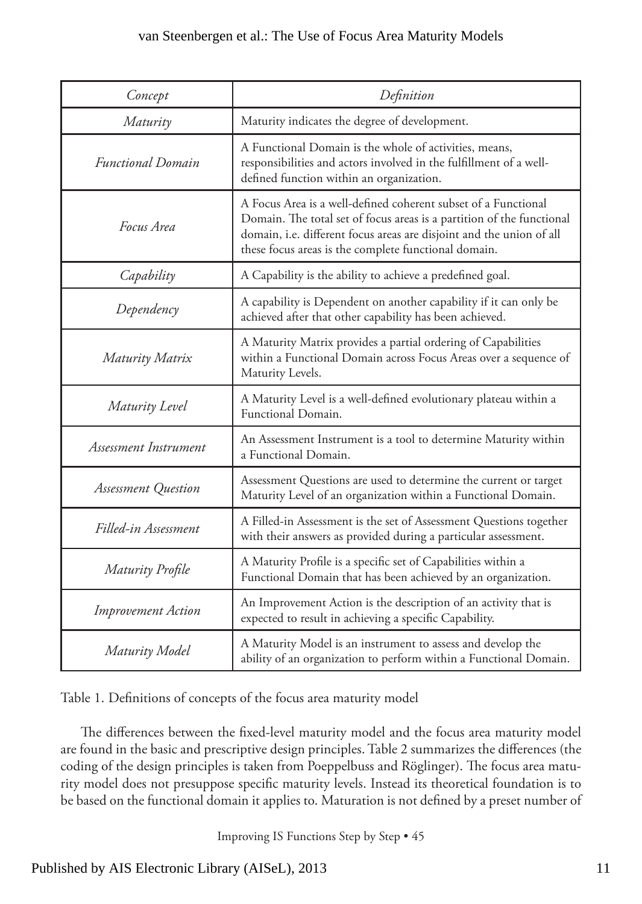| *Concept* | *Definition* |
|---|---|
| *Maturity* | Maturity indicates the degree of development. |
| *Functional Domain* | A Functional Domain is the whole of activities, means, responsibilities and actors involved in the fulfillment of a well-defined function within an organization. |
| *Focus Area* | A Focus Area is a well-defined coherent subset of a Functional Domain. The total set of focus areas is a partition of the functional domain, i.e. different focus areas are disjoint and the union of all these focus areas is the complete functional domain. |
| *Capability* | A Capability is the ability to achieve a predefined goal. |
| *Dependency* | A capability is Dependent on another capability if it can only be achieved after that other capability has been achieved. |
| *Maturity Matrix* | A Maturity Matrix provides a partial ordering of Capabilities within a Functional Domain across Focus Areas over a sequence of Maturity Levels. |
| *Maturity Level* | A Maturity Level is a well-defined evolutionary plateau within a Functional Domain. |
| *Assessment Instrument* | An Assessment Instrument is a tool to determine Maturity within a Functional Domain. |
| *Assessment Question* | Assessment Questions are used to determine the current or target Maturity Level of an organization within a Functional Domain. |
| *Filled-in Assessment* | A Filled-in Assessment is the set of Assessment Questions together with their answers as provided during a particular assessment. |
| *Maturity Profile* | A Maturity Profile is a specific set of Capabilities within a Functional Domain that has been achieved by an organization. |
| *Improvement Action* | An Improvement Action is the description of an activity that is expected to result in achieving a specific Capability. |
| *Maturity Model* | A Maturity Model is an instrument to assess and develop the ability of an organization to perform within a Functional Domain. |

Table 1. Definitions of concepts of the focus area maturity model

The differences between the fixed-level maturity model and the focus area maturity model are found in the basic and prescriptive design principles. Table 2 summarizes the differences (the coding of the design principles is taken from Poeppelbuss and Röglinger). The focus area maturity model does not presuppose specific maturity levels. Instead its theoretical foundation is to be based on the functional domain it applies to. Maturation is not defined by a preset number of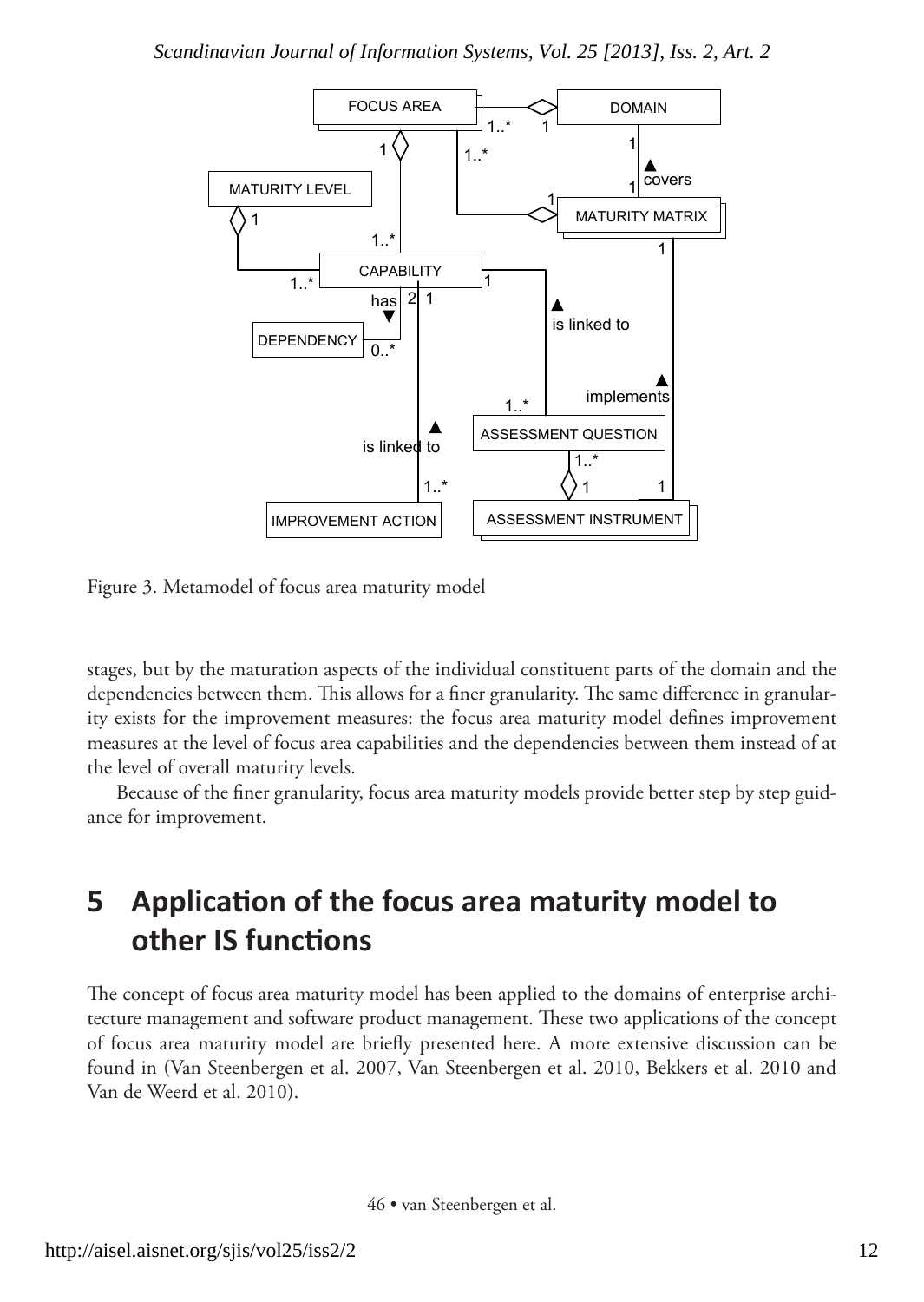Figure 3. Metamodel of focus area maturity model

stages, but by the maturation aspects of the individual constituent parts of the domain and the dependencies between them. This allows for a finer granularity. The same difference in granularity exists for the improvement measures: the focus area maturity model defines improvement measures at the level of focus area capabilities and the dependencies between them instead of at the level of overall maturity levels.

Because of the finer granularity, focus area maturity models provide better step by step guidance for improvement.

## 5 Application of the focus area maturity model to other IS functions

The concept of focus area maturity model has been applied to the domains of enterprise architecture management and software product management. These two applications of the concept of focus area maturity model are briefly presented here. A more extensive discussion can be found in (Van Steenbergen et al. 2007, Van Steenbergen et al. 2010, Bekkers et al. 2010 and Van de Weerd et al. 2010).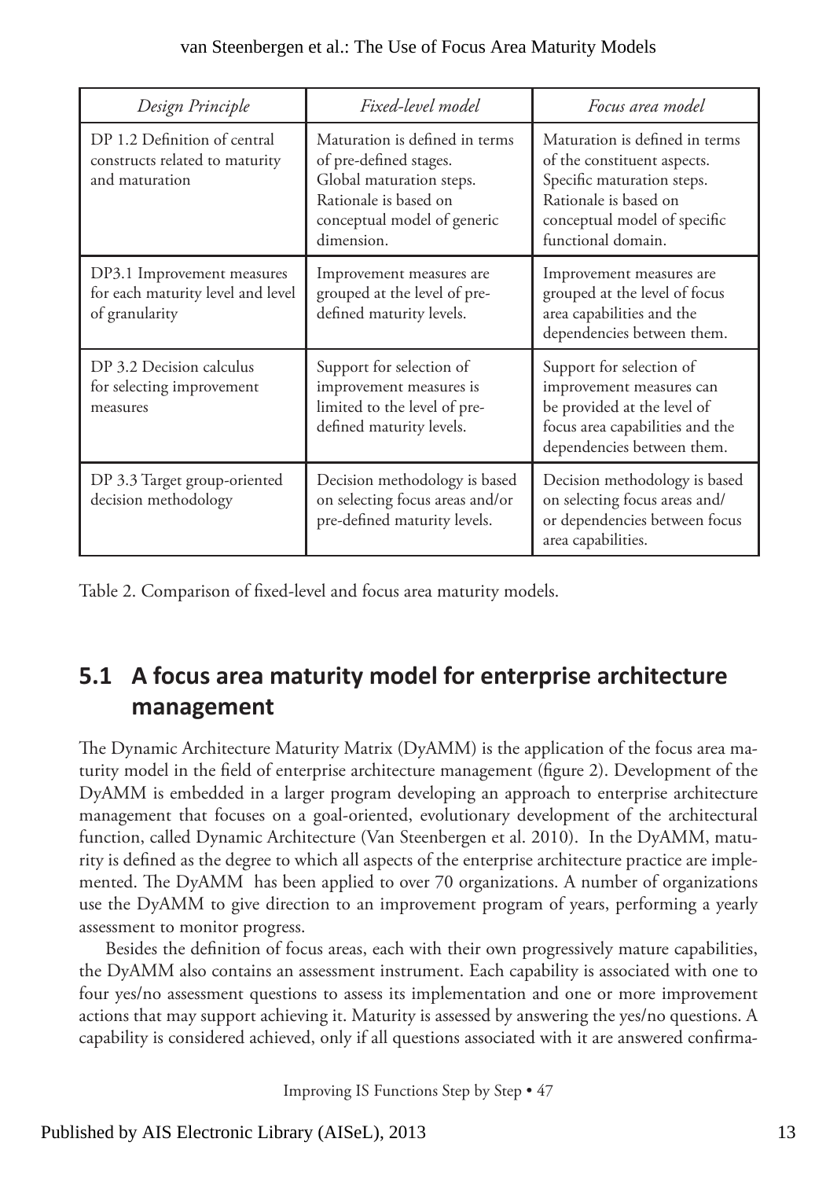| *Design Principle* | *Fixed-level model* | *Focus area model* |
| --- | --- | --- |
| DP 1.2 Definition of central constructs related to maturity and maturation | Maturation is defined in terms of pre-defined stages. Global maturation steps. Rationale is based on conceptual model of generic dimension. | Maturation is defined in terms of the constituent aspects. Specific maturation steps. Rationale is based on conceptual model of specific functional domain. |
| DP3.1 Improvement measures for each maturity level and level of granularity | Improvement measures are grouped at the level of pre-defined maturity levels. | Improvement measures are grouped at the level of focus area capabilities and the dependencies between them. |
| DP 3.2 Decision calculus for selecting improvement measures | Support for selection of improvement measures is limited to the level of pre-defined maturity levels. | Support for selection of improvement measures can be provided at the level of focus area capabilities and the dependencies between them. |
| DP 3.3 Target group-oriented decision methodology | Decision methodology is based on selecting focus areas and/or pre-defined maturity levels. | Decision methodology is based on selecting focus areas and/ or dependencies between focus area capabilities. |

Table 2. Comparison of fixed-level and focus area maturity models.

## 5.1 A focus area maturity model for enterprise architecture management

The Dynamic Architecture Maturity Matrix (DyAMM) is the application of the focus area maturity model in the field of enterprise architecture management (figure 2). Development of the DyAMM is embedded in a larger program developing an approach to enterprise architecture management that focuses on a goal-oriented, evolutionary development of the architectural function, called Dynamic Architecture (Van Steenbergen et al. 2010). In the DyAMM, maturity is defined as the degree to which all aspects of the enterprise architecture practice are implemented. The DyAMM has been applied to over 70 organizations. A number of organizations use the DyAMM to give direction to an improvement program of years, performing a yearly assessment to monitor progress.

Besides the definition of focus areas, each with their own progressively mature capabilities, the DyAMM also contains an assessment instrument. Each capability is associated with one to four yes/no assessment questions to assess its implementation and one or more improvement actions that may support achieving it. Maturity is assessed by answering the yes/no questions. A capability is considered achieved, only if all questions associated with it are answered confirma-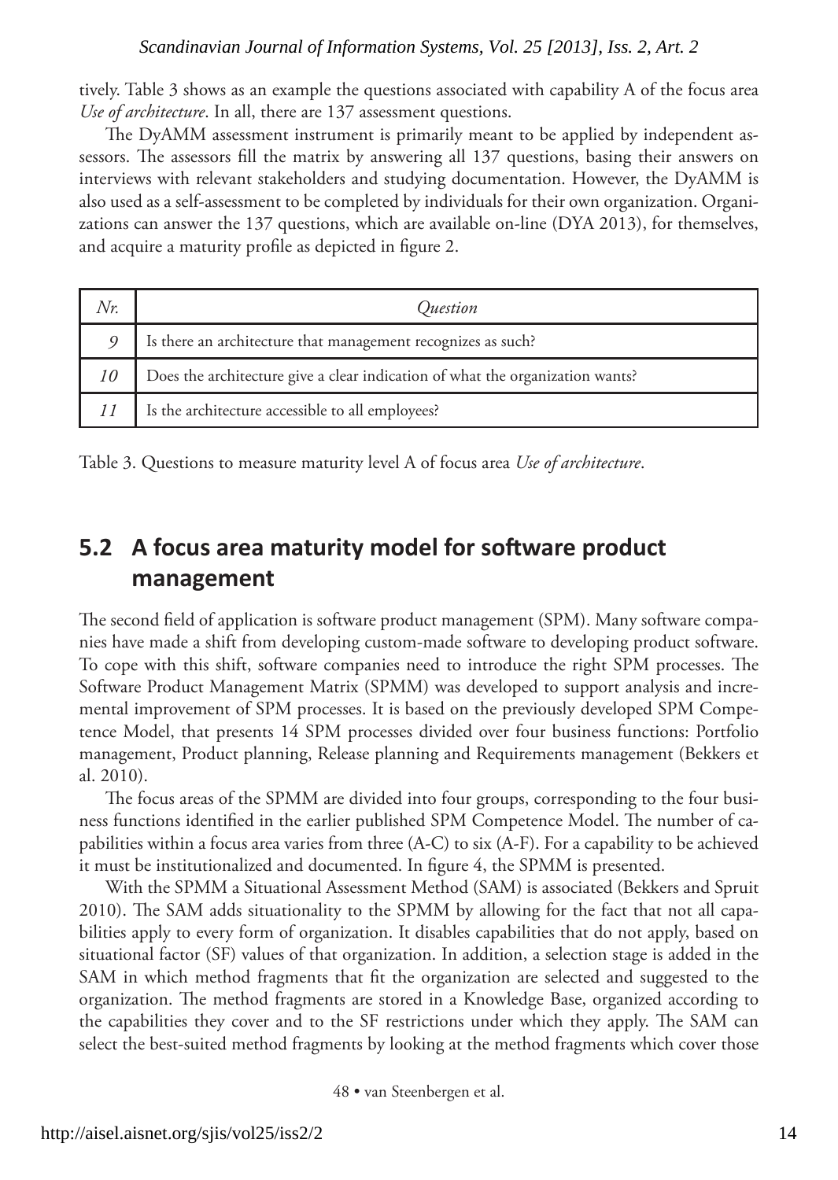tively. Table 3 shows as an example the questions associated with capability A of the focus area *Use of architecture*. In all, there are 137 assessment questions.

The DyAMM assessment instrument is primarily meant to be applied by independent assessors. The assessors fill the matrix by answering all 137 questions, basing their answers on interviews with relevant stakeholders and studying documentation. However, the DyAMM is also used as a self-assessment to be completed by individuals for their own organization. Organizations can answer the 137 questions, which are available on-line (DYA 2013), for themselves, and acquire a maturity profile as depicted in figure 2.

| *Nr.* | *Question* |
|---|---|
| *9* | Is there an architecture that management recognizes as such? |
| *10* | Does the architecture give a clear indication of what the organization wants? |
| *11* | Is the architecture accessible to all employees? |

Table 3. Questions to measure maturity level A of focus area *Use of architecture*.

## 5.2 A focus area maturity model for software product management

The second field of application is software product management (SPM). Many software companies have made a shift from developing custom-made software to developing product software. To cope with this shift, software companies need to introduce the right SPM processes. The Software Product Management Matrix (SPMM) was developed to support analysis and incremental improvement of SPM processes. It is based on the previously developed SPM Competence Model, that presents 14 SPM processes divided over four business functions: Portfolio management, Product planning, Release planning and Requirements management (Bekkers et al. 2010).

The focus areas of the SPMM are divided into four groups, corresponding to the four business functions identified in the earlier published SPM Competence Model. The number of capabilities within a focus area varies from three (A-C) to six (A-F). For a capability to be achieved it must be institutionalized and documented. In figure 4, the SPMM is presented.

With the SPMM a Situational Assessment Method (SAM) is associated (Bekkers and Spruit 2010). The SAM adds situationality to the SPMM by allowing for the fact that not all capabilities apply to every form of organization. It disables capabilities that do not apply, based on situational factor (SF) values of that organization. In addition, a selection stage is added in the SAM in which method fragments that fit the organization are selected and suggested to the organization. The method fragments are stored in a Knowledge Base, organized according to the capabilities they cover and to the SF restrictions under which they apply. The SAM can select the best-suited method fragments by looking at the method fragments which cover those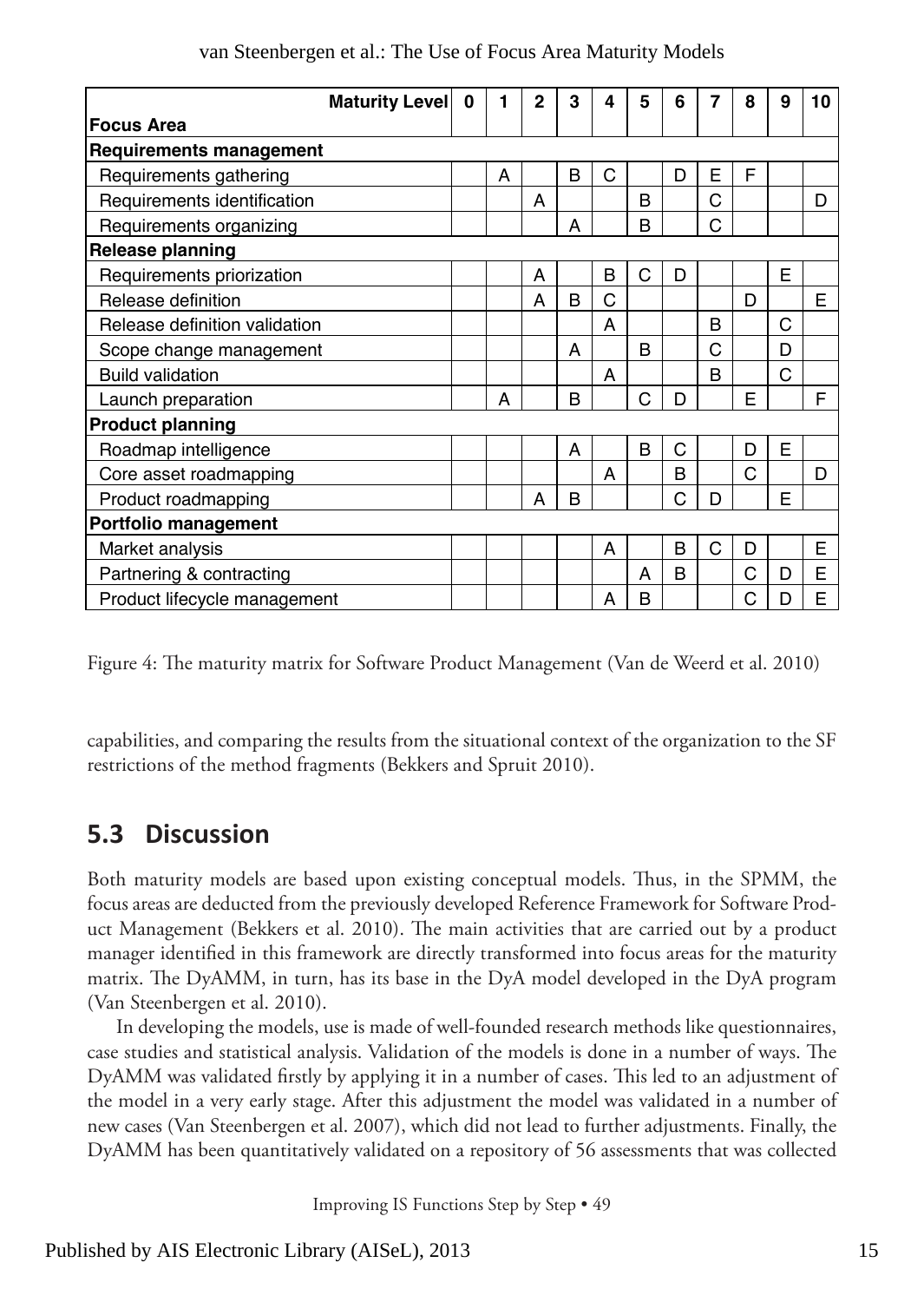| Maturity Level / Focus Area | 0 | 1 | 2 | 3 | 4 | 5 | 6 | 7 | 8 | 9 | 10 |
|---|---|---|---|---|---|---|---|---|---|---|---|
| **Requirements management** | | | | | | | | | | | |
| Requirements gathering | | A | | B | C | | D | E | F | | |
| Requirements identification | | | A | | | B | | C | | | D |
| Requirements organizing | | | | A | | B | | C | | | |
| **Release planning** | | | | | | | | | | | |
| Requirements priorization | | | A | | B | C | D | | | E | |
| Release definition | | | A | B | C | | | | D | | E |
| Release definition validation | | | | | A | | | B | | C | |
| Scope change management | | | | A | | B | | C | | D | |
| Build validation | | | | | A | | | B | | C | |
| Launch preparation | | A | | B | | C | D | | E | | F |
| **Product planning** | | | | | | | | | | | |
| Roadmap intelligence | | | | A | | B | C | | D | E | |
| Core asset roadmapping | | | | | A | | B | | C | | D |
| Product roadmapping | | | A | B | | | C | D | | E | |
| **Portfolio management** | | | | | | | | | | | |
| Market analysis | | | | | A | | B | C | D | | E |
| Partnering & contracting | | | | | | A | B | | C | D | E |
| Product lifecycle management | | | | | A | B | | | C | D | E |

Figure 4: The maturity matrix for Software Product Management (Van de Weerd et al. 2010)

capabilities, and comparing the results from the situational context of the organization to the SF restrictions of the method fragments (Bekkers and Spruit 2010).

## 5.3 Discussion

Both maturity models are based upon existing conceptual models. Thus, in the SPMM, the focus areas are deducted from the previously developed Reference Framework for Software Product Management (Bekkers et al. 2010). The main activities that are carried out by a product manager identified in this framework are directly transformed into focus areas for the maturity matrix. The DyAMM, in turn, has its base in the DyA model developed in the DyA program (Van Steenbergen et al. 2010).

In developing the models, use is made of well-founded research methods like questionnaires, case studies and statistical analysis. Validation of the models is done in a number of ways. The DyAMM was validated firstly by applying it in a number of cases. This led to an adjustment of the model in a very early stage. After this adjustment the model was validated in a number of new cases (Van Steenbergen et al. 2007), which did not lead to further adjustments. Finally, the DyAMM has been quantitatively validated on a repository of 56 assessments that was collected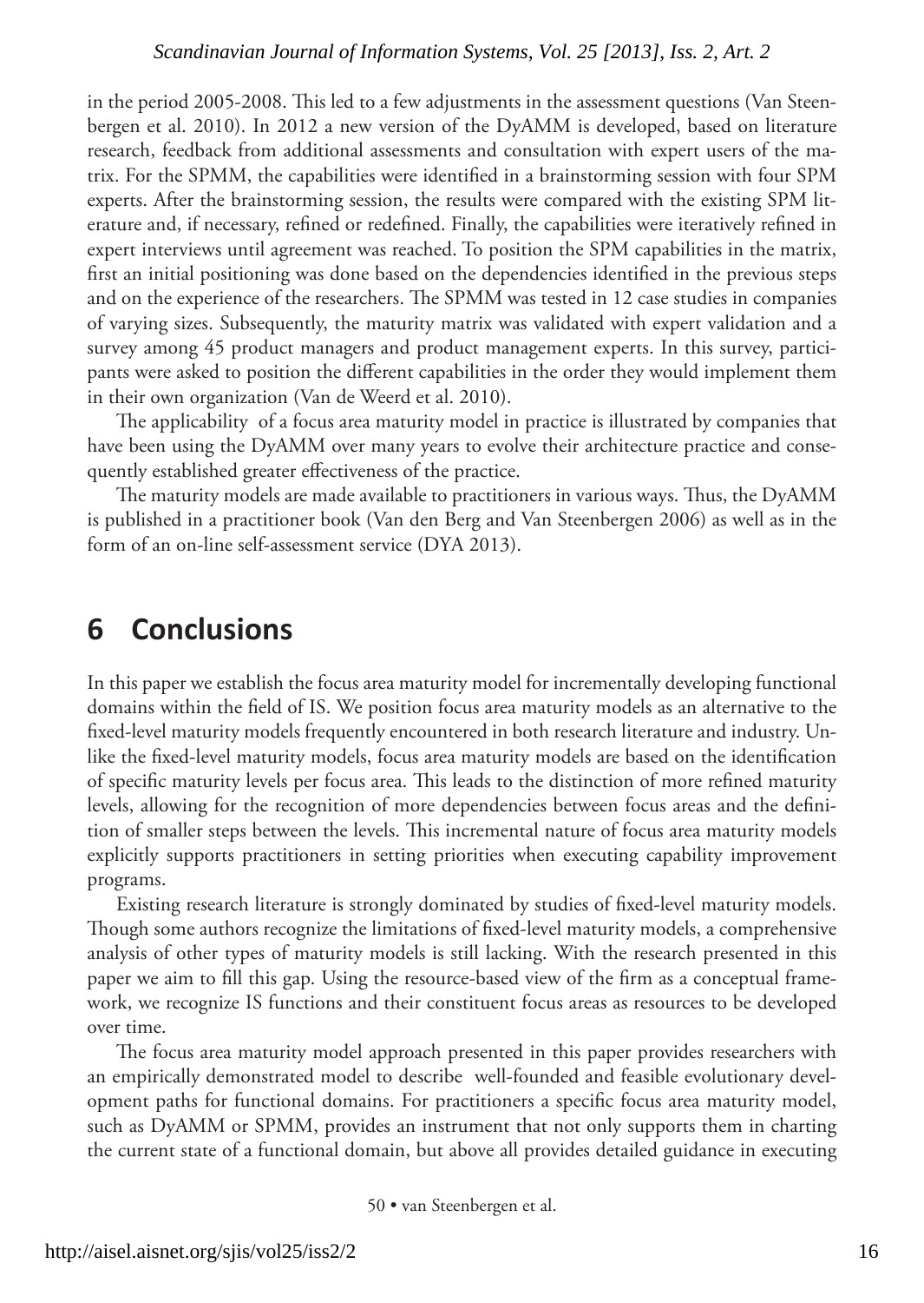in the period 2005-2008. This led to a few adjustments in the assessment questions (Van Steenbergen et al. 2010). In 2012 a new version of the DyAMM is developed, based on literature research, feedback from additional assessments and consultation with expert users of the matrix. For the SPMM, the capabilities were identified in a brainstorming session with four SPM experts. After the brainstorming session, the results were compared with the existing SPM literature and, if necessary, refined or redefined. Finally, the capabilities were iteratively refined in expert interviews until agreement was reached. To position the SPM capabilities in the matrix, first an initial positioning was done based on the dependencies identified in the previous steps and on the experience of the researchers. The SPMM was tested in 12 case studies in companies of varying sizes. Subsequently, the maturity matrix was validated with expert validation and a survey among 45 product managers and product management experts. In this survey, participants were asked to position the different capabilities in the order they would implement them in their own organization (Van de Weerd et al. 2010).

The applicability of a focus area maturity model in practice is illustrated by companies that have been using the DyAMM over many years to evolve their architecture practice and consequently established greater effectiveness of the practice.

The maturity models are made available to practitioners in various ways. Thus, the DyAMM is published in a practitioner book (Van den Berg and Van Steenbergen 2006) as well as in the form of an on-line self-assessment service (DYA 2013).

# 6 Conclusions

In this paper we establish the focus area maturity model for incrementally developing functional domains within the field of IS. We position focus area maturity models as an alternative to the fixed-level maturity models frequently encountered in both research literature and industry. Unlike the fixed-level maturity models, focus area maturity models are based on the identification of specific maturity levels per focus area. This leads to the distinction of more refined maturity levels, allowing for the recognition of more dependencies between focus areas and the definition of smaller steps between the levels. This incremental nature of focus area maturity models explicitly supports practitioners in setting priorities when executing capability improvement programs.

Existing research literature is strongly dominated by studies of fixed-level maturity models. Though some authors recognize the limitations of fixed-level maturity models, a comprehensive analysis of other types of maturity models is still lacking. With the research presented in this paper we aim to fill this gap. Using the resource-based view of the firm as a conceptual framework, we recognize IS functions and their constituent focus areas as resources to be developed over time.

The focus area maturity model approach presented in this paper provides researchers with an empirically demonstrated model to describe well-founded and feasible evolutionary development paths for functional domains. For practitioners a specific focus area maturity model, such as DyAMM or SPMM, provides an instrument that not only supports them in charting the current state of a functional domain, but above all provides detailed guidance in executing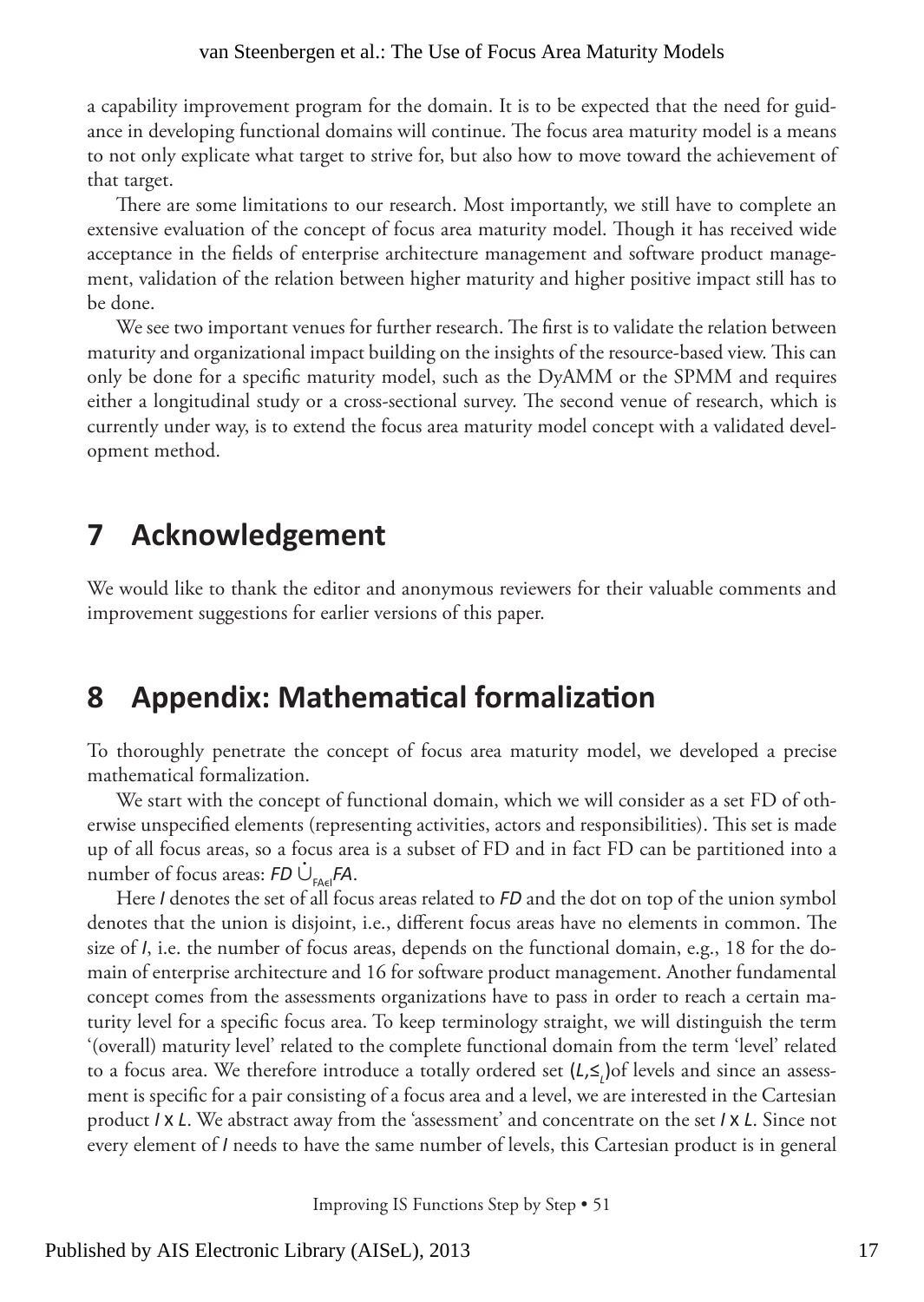a capability improvement program for the domain. It is to be expected that the need for guidance in developing functional domains will continue. The focus area maturity model is a means to not only explicate what target to strive for, but also how to move toward the achievement of that target.

There are some limitations to our research. Most importantly, we still have to complete an extensive evaluation of the concept of focus area maturity model. Though it has received wide acceptance in the fields of enterprise architecture management and software product management, validation of the relation between higher maturity and higher positive impact still has to be done.

We see two important venues for further research. The first is to validate the relation between maturity and organizational impact building on the insights of the resource-based view. This can only be done for a specific maturity model, such as the DyAMM or the SPMM and requires either a longitudinal study or a cross-sectional survey. The second venue of research, which is currently under way, is to extend the focus area maturity model concept with a validated development method.

# 7 Acknowledgement

We would like to thank the editor and anonymous reviewers for their valuable comments and improvement suggestions for earlier versions of this paper.

# 8 Appendix: Mathematical formalization

To thoroughly penetrate the concept of focus area maturity model, we developed a precise mathematical formalization.

We start with the concept of functional domain, which we will consider as a set FD of otherwise unspecified elements (representing activities, actors and responsibilities). This set is made up of all focus areas, so a focus area is a subset of FD and in fact FD can be partitioned into a number of focus areas: $FD \dot{\cup}_{FA \in I} FA$.

Here $I$ denotes the set of all focus areas related to $FD$ and the dot on top of the union symbol denotes that the union is disjoint, i.e., different focus areas have no elements in common. The size of $I$, i.e. the number of focus areas, depends on the functional domain, e.g., 18 for the domain of enterprise architecture and 16 for software product management. Another fundamental concept comes from the assessments organizations have to pass in order to reach a certain maturity level for a specific focus area. To keep terminology straight, we will distinguish the term '(overall) maturity level' related to the complete functional domain from the term 'level' related to a focus area. We therefore introduce a totally ordered set $(L, \leq_L)$of levels and since an assessment is specific for a pair consisting of a focus area and a level, we are interested in the Cartesian product $I \times L$. We abstract away from the 'assessment' and concentrate on the set $I \times L$. Since not every element of $I$ needs to have the same number of levels, this Cartesian product is in general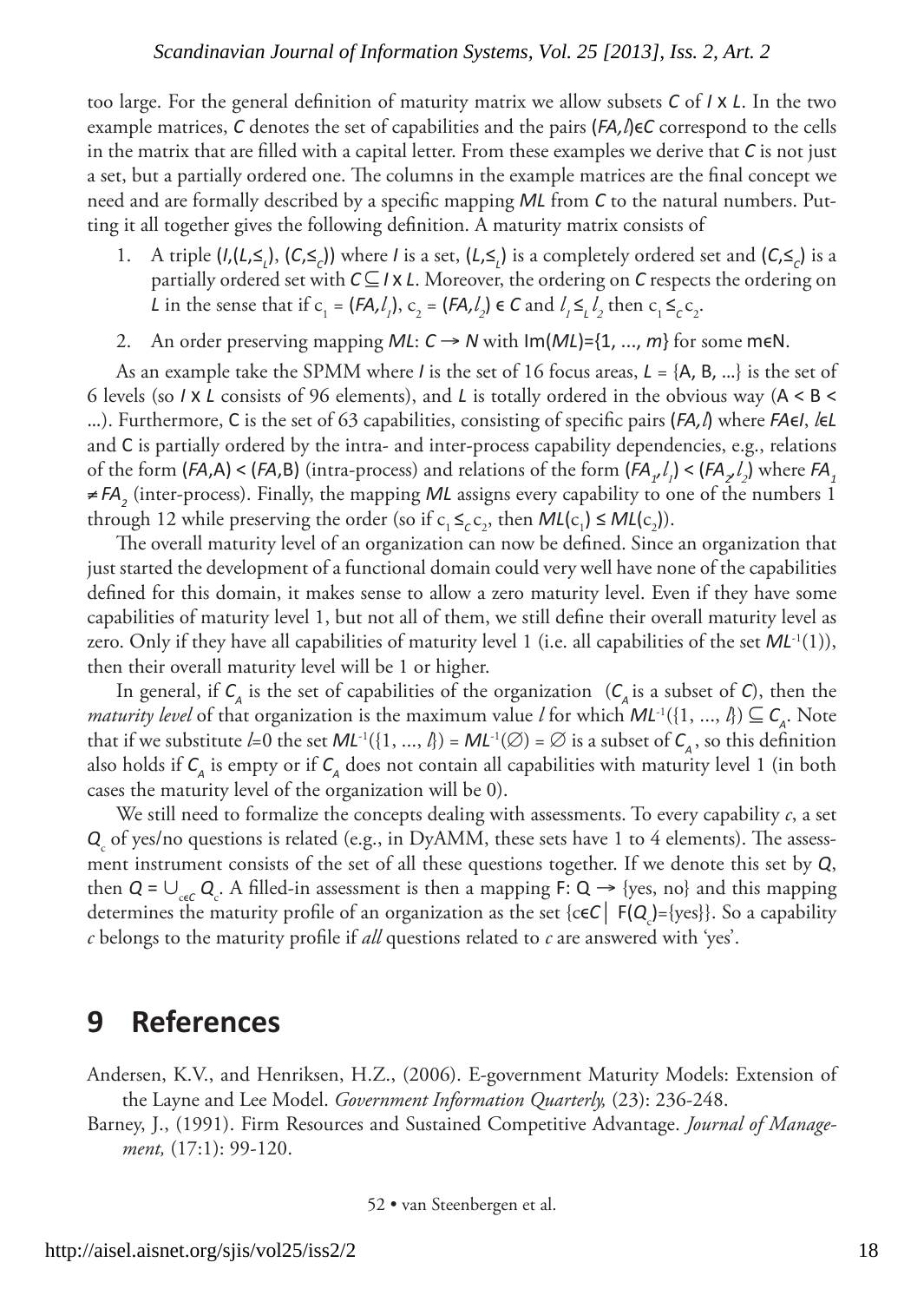too large. For the general definition of maturity matrix we allow subsets $C$ of $I \times L$. In the two example matrices, $C$ denotes the set of capabilities and the pairs $(FA,l) \in C$ correspond to the cells in the matrix that are filled with a capital letter. From these examples we derive that $C$ is not just a set, but a partially ordered one. The columns in the example matrices are the final concept we need and are formally described by a specific mapping $ML$ from $C$ to the natural numbers. Putting it all together gives the following definition. A maturity matrix consists of

1. A triple $(I,(L,\leq_L),(C,\leq_C))$ where $I$ is a set, $(L,\leq_L)$ is a completely ordered set and $(C,\leq_C)$ is a partially ordered set with $C \subseteq I \times L$. Moreover, the ordering on $C$ respects the ordering on $L$ in the sense that if $c_1 = (FA,l_1)$, $c_2 = (FA,l_2) \in C$ and $l_1 \leq_L l_2$ then $c_1 \leq_C c_2$.
2. An order preserving mapping $ML$: $C \rightarrow N$ with $\text{Im}(ML)=\{1, ..., m\}$ for some $m \in \mathbb{N}$.

As an example take the SPMM where $I$ is the set of 16 focus areas, $L = \{A, B, ...\}$ is the set of 6 levels (so $I \times L$ consists of 96 elements), and $L$ is totally ordered in the obvious way ($A < B < ...$). Furthermore, C is the set of 63 capabilities, consisting of specific pairs $(FA,l)$ where $FA \in I$, $l \in L$ and C is partially ordered by the intra- and inter-process capability dependencies, e.g., relations of the form $(FA,A) < (FA,B)$ (intra-process) and relations of the form $(FA_1,l_1) < (FA_2,l_2)$ where $FA_1 \neq FA_2$ (inter-process). Finally, the mapping $ML$ assigns every capability to one of the numbers 1 through 12 while preserving the order (so if $c_1 \leq_C c_2$, then $ML(c_1) \leq ML(c_2)$).

The overall maturity level of an organization can now be defined. Since an organization that just started the development of a functional domain could very well have none of the capabilities defined for this domain, it makes sense to allow a zero maturity level. Even if they have some capabilities of maturity level 1, but not all of them, we still define their overall maturity level as zero. Only if they have all capabilities of maturity level 1 (i.e. all capabilities of the set $ML^{-1}(1)$), then their overall maturity level will be 1 or higher.

In general, if $C_A$ is the set of capabilities of the organization ($C_A$ is a subset of $C$), then the *maturity level* of that organization is the maximum value $l$ for which $ML^{-1}(\{1, ..., l\}) \subseteq C_A$. Note that if we substitute $l$=0 the set $ML^{-1}(\{1, ..., l\}) = ML^{-1}(\emptyset) = \emptyset$ is a subset of $C_A$, so this definition also holds if $C_A$ is empty or if $C_A$ does not contain all capabilities with maturity level 1 (in both cases the maturity level of the organization will be 0).

We still need to formalize the concepts dealing with assessments. To every capability $c$, a set $Q_c$ of yes/no questions is related (e.g., in DyAMM, these sets have 1 to 4 elements). The assessment instrument consists of the set of all these questions together. If we denote this set by $Q$, then $Q = \cup_{c \in C} Q_c$. A filled-in assessment is then a mapping $F: Q \rightarrow \{\text{yes, no}\}$ and this mapping determines the maturity profile of an organization as the set $\{c \in C \mid F(Q_c)=\{\text{yes}\}\}$. So a capability $c$ belongs to the maturity profile if *all* questions related to $c$ are answered with 'yes'.

# 9 References

Andersen, K.V., and Henriksen, H.Z., (2006). E-government Maturity Models: Extension of the Layne and Lee Model. *Government Information Quarterly,* (23): 236-248.

Barney, J., (1991). Firm Resources and Sustained Competitive Advantage. *Journal of Management,* (17:1): 99-120.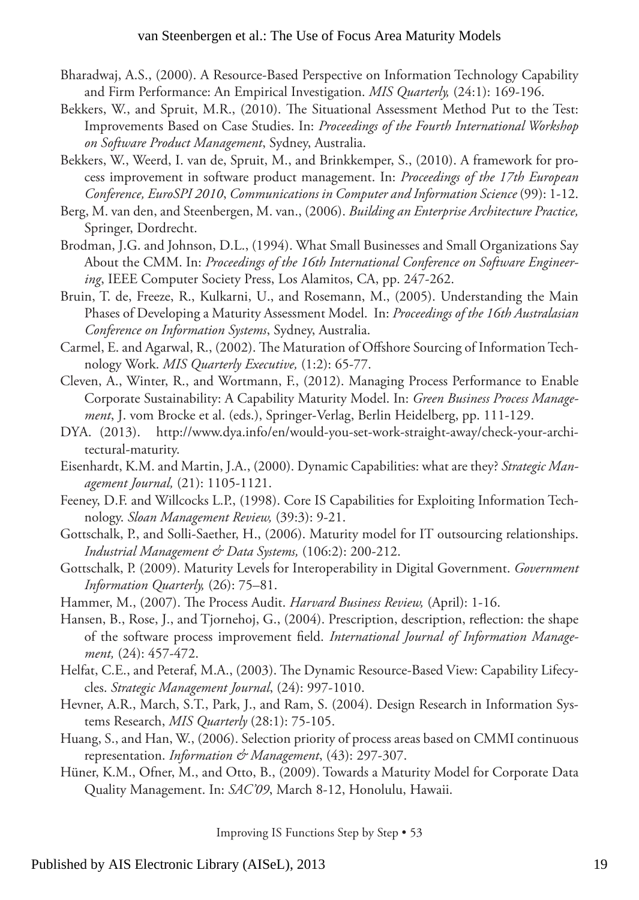Bharadwaj, A.S., (2000). A Resource-Based Perspective on Information Technology Capability and Firm Performance: An Empirical Investigation. *MIS Quarterly,* (24:1): 169-196.

Bekkers, W., and Spruit, M.R., (2010). The Situational Assessment Method Put to the Test: Improvements Based on Case Studies. In: *Proceedings of the Fourth International Workshop on Software Product Management*, Sydney, Australia.

Bekkers, W., Weerd, I. van de, Spruit, M., and Brinkkemper, S., (2010). A framework for process improvement in software product management. In: *Proceedings of the 17th European Conference, EuroSPI 2010, Communications in Computer and Information Science* (99): 1-12.

Berg, M. van den, and Steenbergen, M. van., (2006). *Building an Enterprise Architecture Practice,* Springer, Dordrecht.

Brodman, J.G. and Johnson, D.L., (1994). What Small Businesses and Small Organizations Say About the CMM. In: *Proceedings of the 16th International Conference on Software Engineering*, IEEE Computer Society Press, Los Alamitos, CA, pp. 247-262.

Bruin, T. de, Freeze, R., Kulkarni, U., and Rosemann, M., (2005). Understanding the Main Phases of Developing a Maturity Assessment Model. In: *Proceedings of the 16th Australasian Conference on Information Systems*, Sydney, Australia.

Carmel, E. and Agarwal, R., (2002). The Maturation of Offshore Sourcing of Information Technology Work. *MIS Quarterly Executive,* (1:2): 65-77.

Cleven, A., Winter, R., and Wortmann, F., (2012). Managing Process Performance to Enable Corporate Sustainability: A Capability Maturity Model. In: *Green Business Process Management*, J. vom Brocke et al. (eds.), Springer-Verlag, Berlin Heidelberg, pp. 111-129.

DYA. (2013). http://www.dya.info/en/would-you-set-work-straight-away/check-your-architectural-maturity.

Eisenhardt, K.M. and Martin, J.A., (2000). Dynamic Capabilities: what are they? *Strategic Management Journal,* (21): 1105-1121.

Feeney, D.F. and Willcocks L.P., (1998). Core IS Capabilities for Exploiting Information Technology. *Sloan Management Review,* (39:3): 9-21.

Gottschalk, P., and Solli-Saether, H., (2006). Maturity model for IT outsourcing relationships. *Industrial Management & Data Systems,* (106:2): 200-212.

Gottschalk, P. (2009). Maturity Levels for Interoperability in Digital Government. *Government Information Quarterly,* (26): 75–81.

Hammer, M., (2007). The Process Audit. *Harvard Business Review,* (April): 1-16.

Hansen, B., Rose, J., and Tjornehoj, G., (2004). Prescription, description, reflection: the shape of the software process improvement field. *International Journal of Information Management,* (24): 457-472.

Helfat, C.E., and Peteraf, M.A., (2003). The Dynamic Resource-Based View: Capability Lifecycles. *Strategic Management Journal*, (24): 997-1010.

Hevner, A.R., March, S.T., Park, J., and Ram, S. (2004). Design Research in Information Systems Research, *MIS Quarterly* (28:1): 75-105.

Huang, S., and Han, W., (2006). Selection priority of process areas based on CMMI continuous representation. *Information & Management*, (43): 297-307.

Hüner, K.M., Ofner, M., and Otto, B., (2009). Towards a Maturity Model for Corporate Data Quality Management. In: *SAC'09*, March 8-12, Honolulu, Hawaii.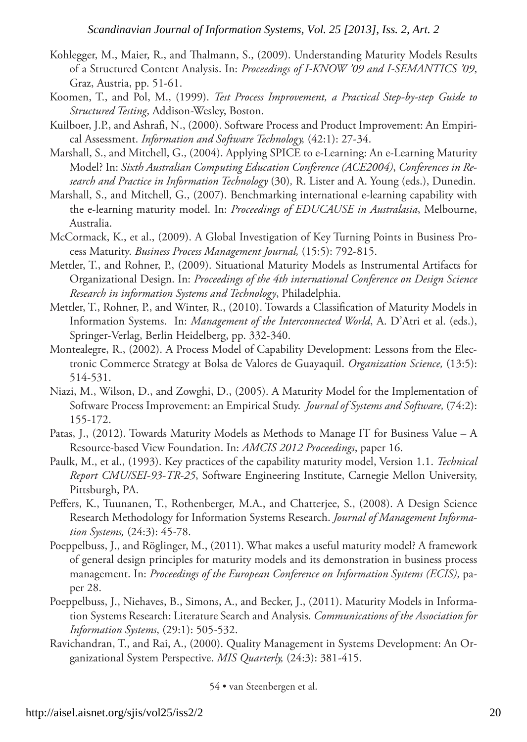Kohlegger, M., Maier, R., and Thalmann, S., (2009). Understanding Maturity Models Results of a Structured Content Analysis. In: *Proceedings of I-KNOW '09 and I-SEMANTICS '09*, Graz, Austria, pp. 51-61.

Koomen, T., and Pol, M., (1999). *Test Process Improvement, a Practical Step-by-step Guide to Structured Testing*, Addison-Wesley, Boston.

Kuilboer, J.P., and Ashrafi, N., (2000). Software Process and Product Improvement: An Empirical Assessment. *Information and Software Technology,* (42:1): 27-34.

Marshall, S., and Mitchell, G., (2004). Applying SPICE to e-Learning: An e-Learning Maturity Model? In: *Sixth Australian Computing Education Conference (ACE2004)*, *Conferences in Research and Practice in Information Technology* (30)*,* R. Lister and A. Young (eds.), Dunedin.

Marshall, S., and Mitchell, G., (2007). Benchmarking international e-learning capability with the e-learning maturity model. In: *Proceedings of EDUCAUSE in Australasia*, Melbourne, Australia.

McCormack, K., et al., (2009). A Global Investigation of Key Turning Points in Business Process Maturity. *Business Process Management Journal,* (15:5): 792-815.

Mettler, T., and Rohner, P., (2009). Situational Maturity Models as Instrumental Artifacts for Organizational Design. In: *Proceedings of the 4th international Conference on Design Science Research in information Systems and Technology*, Philadelphia.

Mettler, T., Rohner, P., and Winter, R., (2010). Towards a Classification of Maturity Models in Information Systems. In: *Management of the Interconnected World*, A. D'Atri et al. (eds.), Springer-Verlag, Berlin Heidelberg, pp. 332-340.

Montealegre, R., (2002). A Process Model of Capability Development: Lessons from the Electronic Commerce Strategy at Bolsa de Valores de Guayaquil. *Organization Science,* (13:5): 514-531.

Niazi, M., Wilson, D., and Zowghi, D., (2005). A Maturity Model for the Implementation of Software Process Improvement: an Empirical Study. *Journal of Systems and Software,* (74:2): 155-172.

Patas, J., (2012). Towards Maturity Models as Methods to Manage IT for Business Value – A Resource-based View Foundation. In: *AMCIS 2012 Proceedings*, paper 16.

Paulk, M., et al., (1993). Key practices of the capability maturity model, Version 1.1. *Technical Report CMU/SEI-93-TR-25*, Software Engineering Institute, Carnegie Mellon University, Pittsburgh, PA.

Peffers, K., Tuunanen, T., Rothenberger, M.A., and Chatterjee, S., (2008). A Design Science Research Methodology for Information Systems Research. *Journal of Management Information Systems,* (24:3): 45-78.

Poeppelbuss, J., and Röglinger, M., (2011). What makes a useful maturity model? A framework of general design principles for maturity models and its demonstration in business process management. In: *Proceedings of the European Conference on Information Systems (ECIS)*, paper 28.

Poeppelbuss, J., Niehaves, B., Simons, A., and Becker, J., (2011). Maturity Models in Information Systems Research: Literature Search and Analysis. *Communications of the Association for Information Systems*, (29:1): 505-532.

Ravichandran, T., and Rai, A., (2000). Quality Management in Systems Development: An Organizational System Perspective. *MIS Quarterly,* (24:3): 381-415.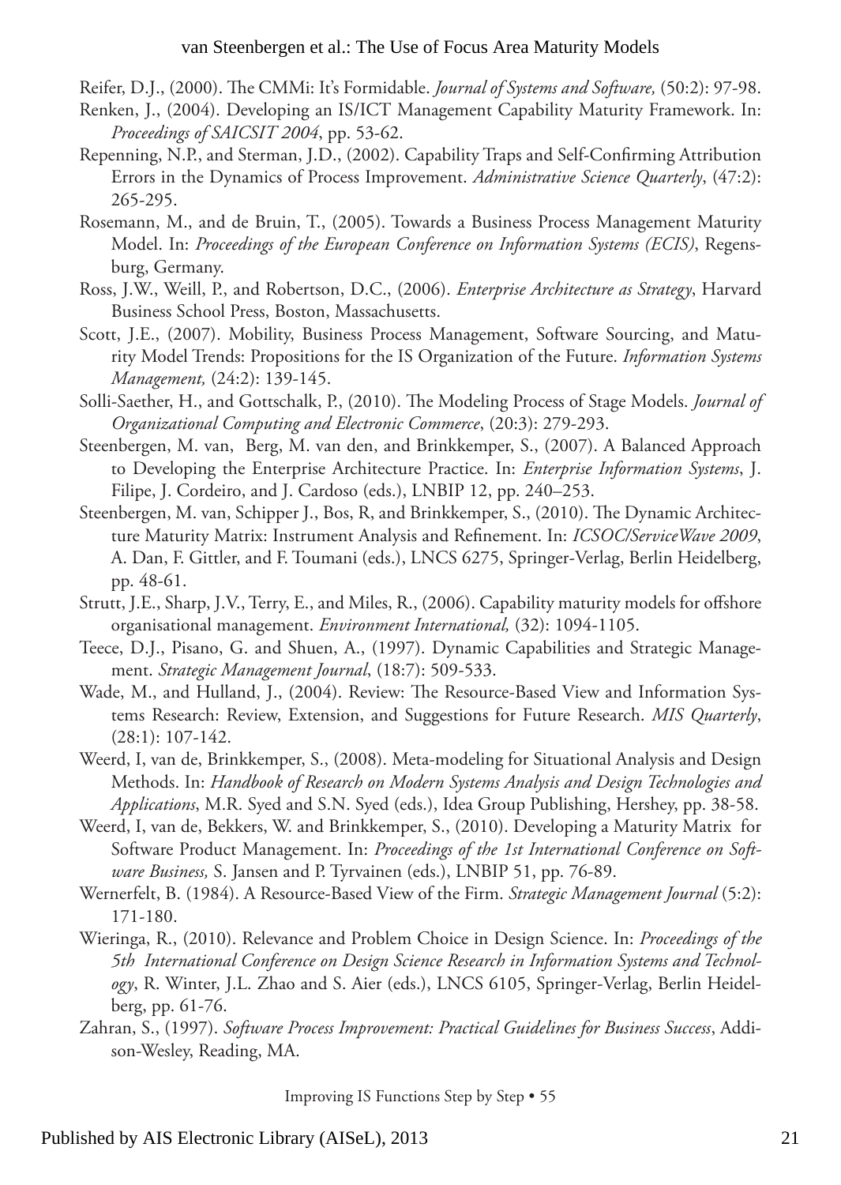Reifer, D.J., (2000). The CMMi: It's Formidable. *Journal of Systems and Software,* (50:2): 97-98.

Renken, J., (2004). Developing an IS/ICT Management Capability Maturity Framework. In: *Proceedings of SAICSIT 2004*, pp. 53-62.

Repenning, N.P., and Sterman, J.D., (2002). Capability Traps and Self-Confirming Attribution Errors in the Dynamics of Process Improvement. *Administrative Science Quarterly*, (47:2): 265-295.

Rosemann, M., and de Bruin, T., (2005). Towards a Business Process Management Maturity Model. In: *Proceedings of the European Conference on Information Systems (ECIS)*, Regensburg, Germany.

Ross, J.W., Weill, P., and Robertson, D.C., (2006). *Enterprise Architecture as Strategy*, Harvard Business School Press, Boston, Massachusetts.

Scott, J.E., (2007). Mobility, Business Process Management, Software Sourcing, and Maturity Model Trends: Propositions for the IS Organization of the Future. *Information Systems Management,* (24:2): 139-145.

Solli-Saether, H., and Gottschalk, P., (2010). The Modeling Process of Stage Models. *Journal of Organizational Computing and Electronic Commerce*, (20:3): 279-293.

Steenbergen, M. van, Berg, M. van den, and Brinkkemper, S., (2007). A Balanced Approach to Developing the Enterprise Architecture Practice. In: *Enterprise Information Systems*, J. Filipe, J. Cordeiro, and J. Cardoso (eds.), LNBIP 12, pp. 240–253.

Steenbergen, M. van, Schipper J., Bos, R, and Brinkkemper, S., (2010). The Dynamic Architecture Maturity Matrix: Instrument Analysis and Refinement. In: *ICSOC/ServiceWave 2009*, A. Dan, F. Gittler, and F. Toumani (eds.), LNCS 6275, Springer-Verlag, Berlin Heidelberg, pp. 48-61.

Strutt, J.E., Sharp, J.V., Terry, E., and Miles, R., (2006). Capability maturity models for offshore organisational management. *Environment International,* (32): 1094-1105.

Teece, D.J., Pisano, G. and Shuen, A., (1997). Dynamic Capabilities and Strategic Management. *Strategic Management Journal*, (18:7): 509-533.

Wade, M., and Hulland, J., (2004). Review: The Resource-Based View and Information Systems Research: Review, Extension, and Suggestions for Future Research. *MIS Quarterly*, (28:1): 107-142.

Weerd, I, van de, Brinkkemper, S., (2008). Meta-modeling for Situational Analysis and Design Methods. In: *Handbook of Research on Modern Systems Analysis and Design Technologies and Applications*, M.R. Syed and S.N. Syed (eds.), Idea Group Publishing, Hershey, pp. 38-58.

Weerd, I, van de, Bekkers, W. and Brinkkemper, S., (2010). Developing a Maturity Matrix for Software Product Management. In: *Proceedings of the 1st International Conference on Software Business,* S. Jansen and P. Tyrvainen (eds.), LNBIP 51, pp. 76-89.

Wernerfelt, B. (1984). A Resource-Based View of the Firm. *Strategic Management Journal* (5:2): 171-180.

Wieringa, R., (2010). Relevance and Problem Choice in Design Science. In: *Proceedings of the 5th International Conference on Design Science Research in Information Systems and Technology*, R. Winter, J.L. Zhao and S. Aier (eds.), LNCS 6105, Springer-Verlag, Berlin Heidelberg, pp. 61-76.

Zahran, S., (1997). *Software Process Improvement: Practical Guidelines for Business Success*, Addison-Wesley, Reading, MA.